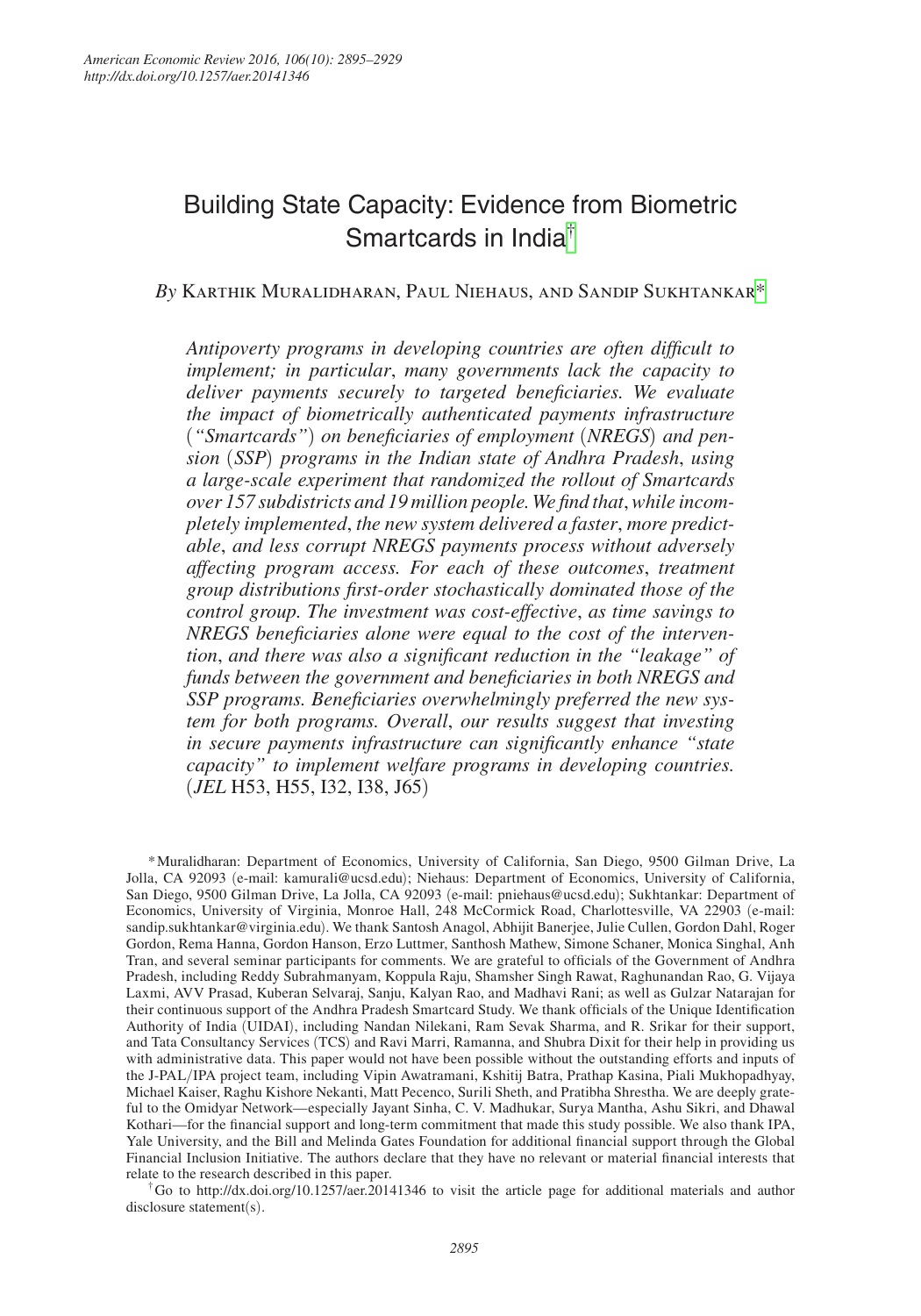# Building State Capacity: Evidence from Biometric Smartcards in India[†]

*By* Karthik Muralidharan, Paul Niehaus, and Sandip Sukhtankar[*]

*Antipoverty programs in developing countries are often difficult to implement; in particular, many governments lack the capacity to deliver payments securely to targeted beneficiaries. We evaluate the impact of biometrically authenticated payments infrastructure ("Smartcards") on beneficiaries of employment (NREGS) and pension (SSP) programs in the Indian state of Andhra Pradesh, using a large-scale experiment that randomized the rollout of Smartcards over 157 subdistricts and 19 million people. We find that, while incompletely implemented, the new system delivered a faster, more predictable, and less corrupt NREGS payments process without adversely affecting program access. For each of these outcomes, treatment group distributions first-order stochastically dominated those of the control group. The investment was cost-effective, as time savings to NREGS beneficiaries alone were equal to the cost of the intervention, and there was also a significant reduction in the "leakage" of funds between the government and beneficiaries in both NREGS and SSP programs. Beneficiaries overwhelmingly preferred the new system for both programs. Overall, our results suggest that investing in secure payments infrastructure can significantly enhance "state capacity" to implement welfare programs in developing countries.* (*JEL* H53, H55, I32, I38, J65)

[*] Muralidharan: Department of Economics, University of California, San Diego, 9500 Gilman Drive, La Jolla, CA 92093 (e-mail: kamurali@ucsd.edu); Niehaus: Department of Economics, University of California, San Diego, 9500 Gilman Drive, La Jolla, CA 92093 (e-mail: pniehaus@ucsd.edu); Sukhtankar: Department of Economics, University of Virginia, Monroe Hall, 248 McCormick Road, Charlottesville, VA 22903 (e-mail: sandip.sukhtankar@virginia.edu). We thank Santosh Anagol, Abhijit Banerjee, Julie Cullen, Gordon Dahl, Roger Gordon, Rema Hanna, Gordon Hanson, Erzo Luttmer, Santhosh Mathew, Simone Schaner, Monica Singhal, Anh Tran, and several seminar participants for comments. We are grateful to officials of the Government of Andhra Pradesh, including Reddy Subrahmanyam, Koppula Raju, Shamsher Singh Rawat, Raghunandan Rao, G. Vijaya Laxmi, AVV Prasad, Kuberan Selvaraj, Sanju, Kalyan Rao, and Madhavi Rani; as well as Gulzar Natarajan for their continuous support of the Andhra Pradesh Smartcard Study. We thank officials of the Unique Identification Authority of India (UIDAI), including Nandan Nilekani, Ram Sevak Sharma, and R. Srikar for their support, and Tata Consultancy Services (TCS) and Ravi Marri, Ramanna, and Shubra Dixit for their help in providing us with administrative data. This paper would not have been possible without the outstanding efforts and inputs of the J-PAL/IPA project team, including Vipin Awatramani, Kshitij Batra, Prathap Kasina, Piali Mukhopadhyay, Michael Kaiser, Raghu Kishore Nekanti, Matt Pecenco, Surili Sheth, and Pratibha Shrestha. We are deeply grateful to the Omidyar Network—especially Jayant Sinha, C. V. Madhukar, Surya Mantha, Ashu Sikri, and Dhawal Kothari—for the financial support and long-term commitment that made this study possible. We also thank IPA, Yale University, and the Bill and Melinda Gates Foundation for additional financial support through the Global Financial Inclusion Initiative. The authors declare that they have no relevant or material financial interests that relate to the research described in this paper.

[†] Go to http://dx.doi.org/10.1257/aer.20141346 to visit the article page for additional materials and author disclosure statement(s).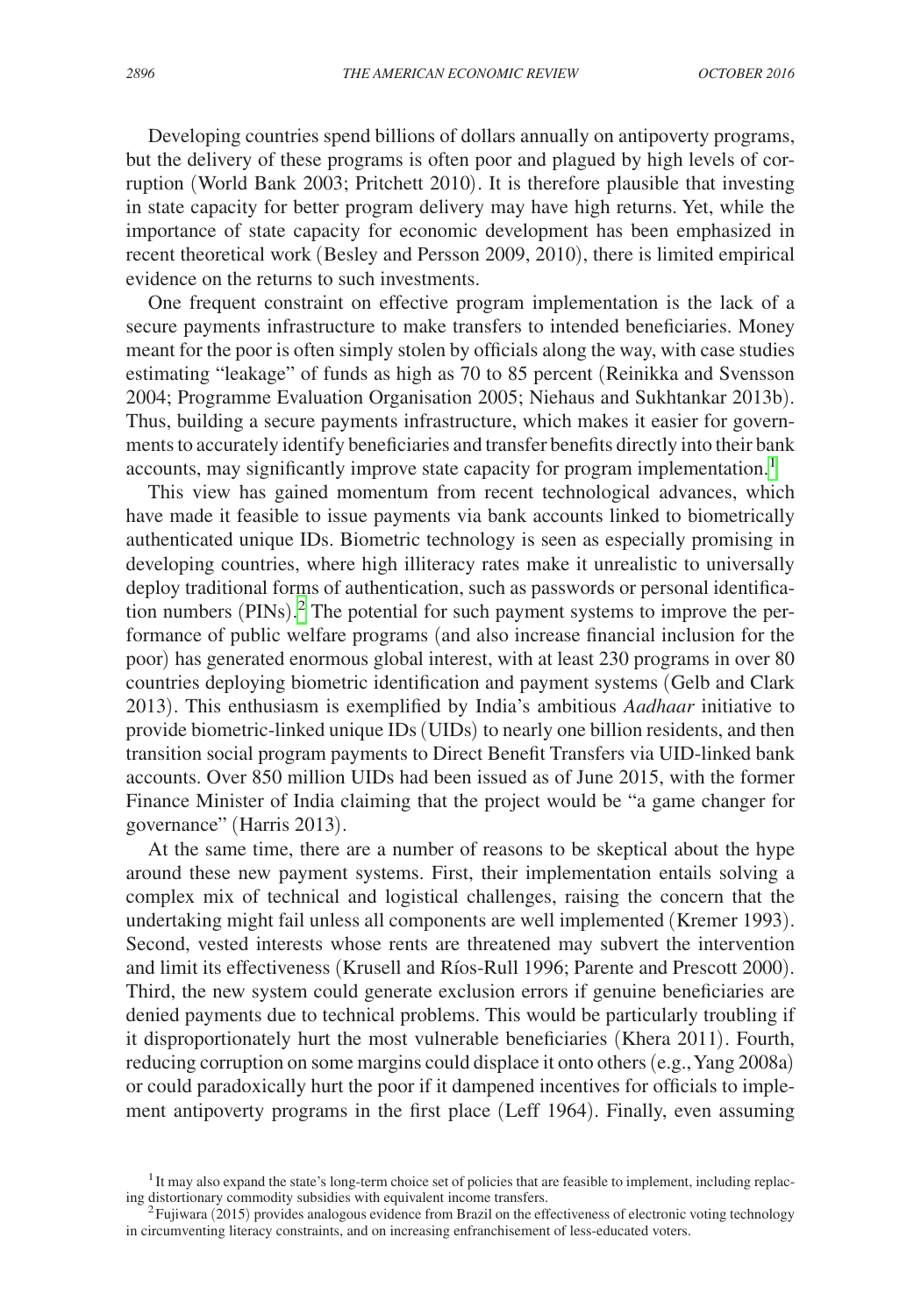Developing countries spend billions of dollars annually on antipoverty programs, but the delivery of these programs is often poor and plagued by high levels of corruption (World Bank 2003; Pritchett 2010). It is therefore plausible that investing in state capacity for better program delivery may have high returns. Yet, while the importance of state capacity for economic development has been emphasized in recent theoretical work (Besley and Persson 2009, 2010), there is limited empirical evidence on the returns to such investments.

One frequent constraint on effective program implementation is the lack of a secure payments infrastructure to make transfers to intended beneficiaries. Money meant for the poor is often simply stolen by officials along the way, with case studies estimating "leakage" of funds as high as 70 to 85 percent (Reinikka and Svensson 2004; Programme Evaluation Organisation 2005; Niehaus and Sukhtankar 2013b). Thus, building a secure payments infrastructure, which makes it easier for governments to accurately identify beneficiaries and transfer benefits directly into their bank accounts, may significantly improve state capacity for program implementation.[1]

This view has gained momentum from recent technological advances, which have made it feasible to issue payments via bank accounts linked to biometrically authenticated unique IDs. Biometric technology is seen as especially promising in developing countries, where high illiteracy rates make it unrealistic to universally deploy traditional forms of authentication, such as passwords or personal identification numbers (PINs).[2] The potential for such payment systems to improve the performance of public welfare programs (and also increase financial inclusion for the poor) has generated enormous global interest, with at least 230 programs in over 80 countries deploying biometric identification and payment systems (Gelb and Clark 2013). This enthusiasm is exemplified by India's ambitious *Aadhaar* initiative to provide biometric-linked unique IDs (UIDs) to nearly one billion residents, and then transition social program payments to Direct Benefit Transfers via UID-linked bank accounts. Over 850 million UIDs had been issued as of June 2015, with the former Finance Minister of India claiming that the project would be "a game changer for governance" (Harris 2013).

At the same time, there are a number of reasons to be skeptical about the hype around these new payment systems. First, their implementation entails solving a complex mix of technical and logistical challenges, raising the concern that the undertaking might fail unless all components are well implemented (Kremer 1993). Second, vested interests whose rents are threatened may subvert the intervention and limit its effectiveness (Krusell and Ríos-Rull 1996; Parente and Prescott 2000). Third, the new system could generate exclusion errors if genuine beneficiaries are denied payments due to technical problems. This would be particularly troubling if it disproportionately hurt the most vulnerable beneficiaries (Khera 2011). Fourth, reducing corruption on some margins could displace it onto others (e.g., Yang 2008a) or could paradoxically hurt the poor if it dampened incentives for officials to implement antipoverty programs in the first place (Leff 1964). Finally, even assuming

[1] It may also expand the state's long-term choice set of policies that are feasible to implement, including replacing distortionary commodity subsidies with equivalent income transfers.

[2] Fujiwara (2015) provides analogous evidence from Brazil on the effectiveness of electronic voting technology in circumventing literacy constraints, and on increasing enfranchisement of less-educated voters.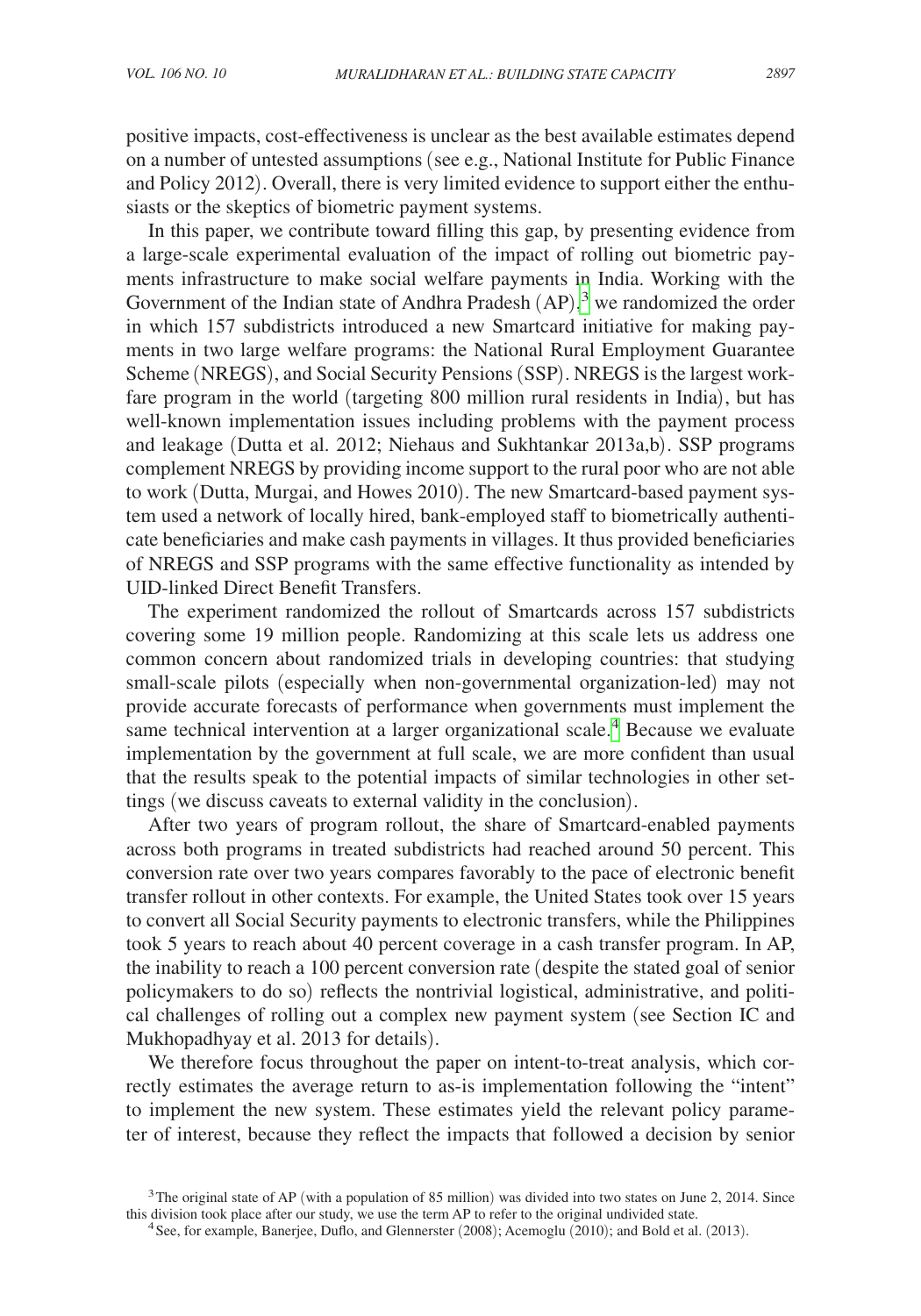positive impacts, cost-effectiveness is unclear as the best available estimates depend on a number of untested assumptions (see e.g., National Institute for Public Finance and Policy 2012). Overall, there is very limited evidence to support either the enthusiasts or the skeptics of biometric payment systems.

In this paper, we contribute toward filling this gap, by presenting evidence from a large-scale experimental evaluation of the impact of rolling out biometric payments infrastructure to make social welfare payments in India. Working with the Government of the Indian state of Andhra Pradesh (AP),[3] we randomized the order in which 157 subdistricts introduced a new Smartcard initiative for making payments in two large welfare programs: the National Rural Employment Guarantee Scheme (NREGS), and Social Security Pensions (SSP). NREGS is the largest workfare program in the world (targeting 800 million rural residents in India), but has well-known implementation issues including problems with the payment process and leakage (Dutta et al. 2012; Niehaus and Sukhtankar 2013a,b). SSP programs complement NREGS by providing income support to the rural poor who are not able to work (Dutta, Murgai, and Howes 2010). The new Smartcard-based payment system used a network of locally hired, bank-employed staff to biometrically authenticate beneficiaries and make cash payments in villages. It thus provided beneficiaries of NREGS and SSP programs with the same effective functionality as intended by UID-linked Direct Benefit Transfers.

The experiment randomized the rollout of Smartcards across 157 subdistricts covering some 19 million people. Randomizing at this scale lets us address one common concern about randomized trials in developing countries: that studying small-scale pilots (especially when non-governmental organization-led) may not provide accurate forecasts of performance when governments must implement the same technical intervention at a larger organizational scale.[4] Because we evaluate implementation by the government at full scale, we are more confident than usual that the results speak to the potential impacts of similar technologies in other settings (we discuss caveats to external validity in the conclusion).

After two years of program rollout, the share of Smartcard-enabled payments across both programs in treated subdistricts had reached around 50 percent. This conversion rate over two years compares favorably to the pace of electronic benefit transfer rollout in other contexts. For example, the United States took over 15 years to convert all Social Security payments to electronic transfers, while the Philippines took 5 years to reach about 40 percent coverage in a cash transfer program. In AP, the inability to reach a 100 percent conversion rate (despite the stated goal of senior policymakers to do so) reflects the nontrivial logistical, administrative, and political challenges of rolling out a complex new payment system (see Section IC and Mukhopadhyay et al. 2013 for details).

We therefore focus throughout the paper on intent-to-treat analysis, which correctly estimates the average return to as-is implementation following the "intent" to implement the new system. These estimates yield the relevant policy parameter of interest, because they reflect the impacts that followed a decision by senior

[3] The original state of AP (with a population of 85 million) was divided into two states on June 2, 2014. Since this division took place after our study, we use the term AP to refer to the original undivided state.

[4] See, for example, Banerjee, Duflo, and Glennerster (2008); Acemoglu (2010); and Bold et al. (2013).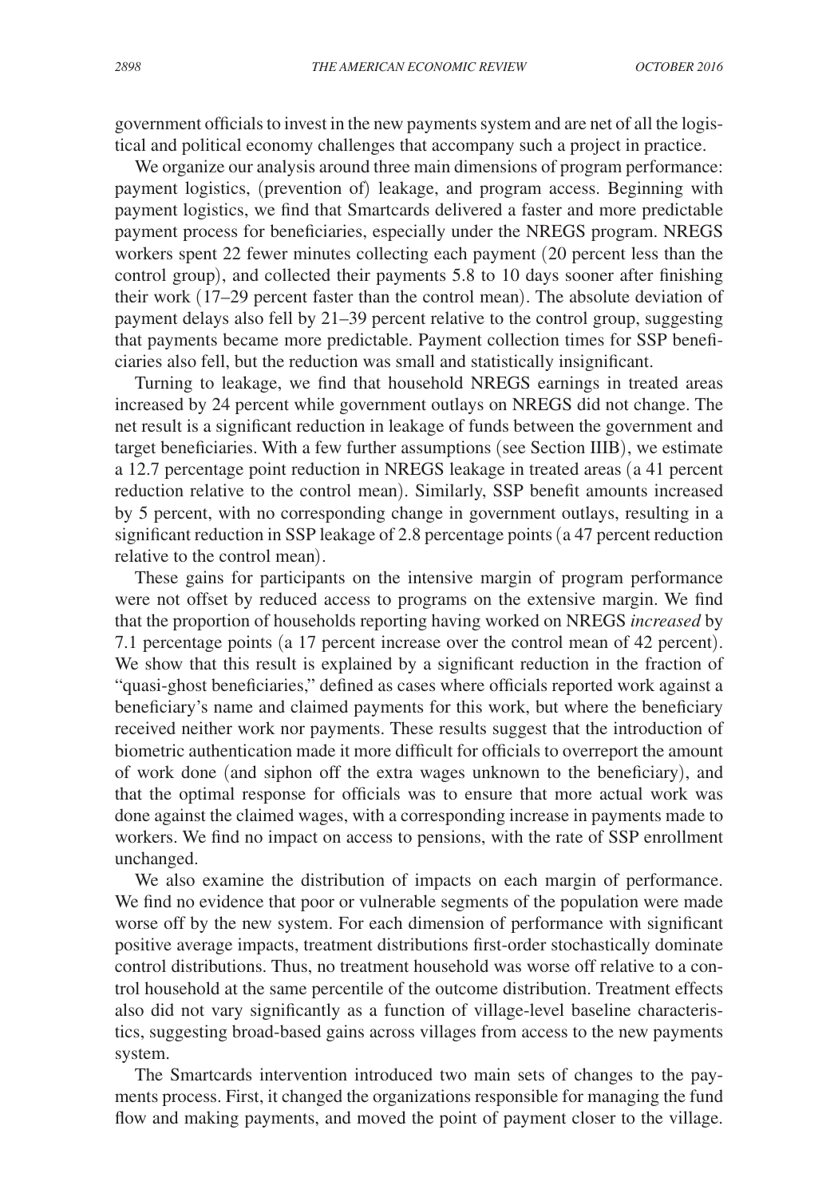government officials to invest in the new payments system and are net of all the logistical and political economy challenges that accompany such a project in practice.

We organize our analysis around three main dimensions of program performance: payment logistics, (prevention of) leakage, and program access. Beginning with payment logistics, we find that Smartcards delivered a faster and more predictable payment process for beneficiaries, especially under the NREGS program. NREGS workers spent 22 fewer minutes collecting each payment (20 percent less than the control group), and collected their payments 5.8 to 10 days sooner after finishing their work (17–29 percent faster than the control mean). The absolute deviation of payment delays also fell by 21–39 percent relative to the control group, suggesting that payments became more predictable. Payment collection times for SSP beneficiaries also fell, but the reduction was small and statistically insignificant.

Turning to leakage, we find that household NREGS earnings in treated areas increased by 24 percent while government outlays on NREGS did not change. The net result is a significant reduction in leakage of funds between the government and target beneficiaries. With a few further assumptions (see Section IIIB), we estimate a 12.7 percentage point reduction in NREGS leakage in treated areas (a 41 percent reduction relative to the control mean). Similarly, SSP benefit amounts increased by 5 percent, with no corresponding change in government outlays, resulting in a significant reduction in SSP leakage of 2.8 percentage points (a 47 percent reduction relative to the control mean).

These gains for participants on the intensive margin of program performance were not offset by reduced access to programs on the extensive margin. We find that the proportion of households reporting having worked on NREGS *increased* by 7.1 percentage points (a 17 percent increase over the control mean of 42 percent). We show that this result is explained by a significant reduction in the fraction of "quasi-ghost beneficiaries," defined as cases where officials reported work against a beneficiary's name and claimed payments for this work, but where the beneficiary received neither work nor payments. These results suggest that the introduction of biometric authentication made it more difficult for officials to overreport the amount of work done (and siphon off the extra wages unknown to the beneficiary), and that the optimal response for officials was to ensure that more actual work was done against the claimed wages, with a corresponding increase in payments made to workers. We find no impact on access to pensions, with the rate of SSP enrollment unchanged.

We also examine the distribution of impacts on each margin of performance. We find no evidence that poor or vulnerable segments of the population were made worse off by the new system. For each dimension of performance with significant positive average impacts, treatment distributions first-order stochastically dominate control distributions. Thus, no treatment household was worse off relative to a control household at the same percentile of the outcome distribution. Treatment effects also did not vary significantly as a function of village-level baseline characteristics, suggesting broad-based gains across villages from access to the new payments system.

The Smartcards intervention introduced two main sets of changes to the payments process. First, it changed the organizations responsible for managing the fund flow and making payments, and moved the point of payment closer to the village.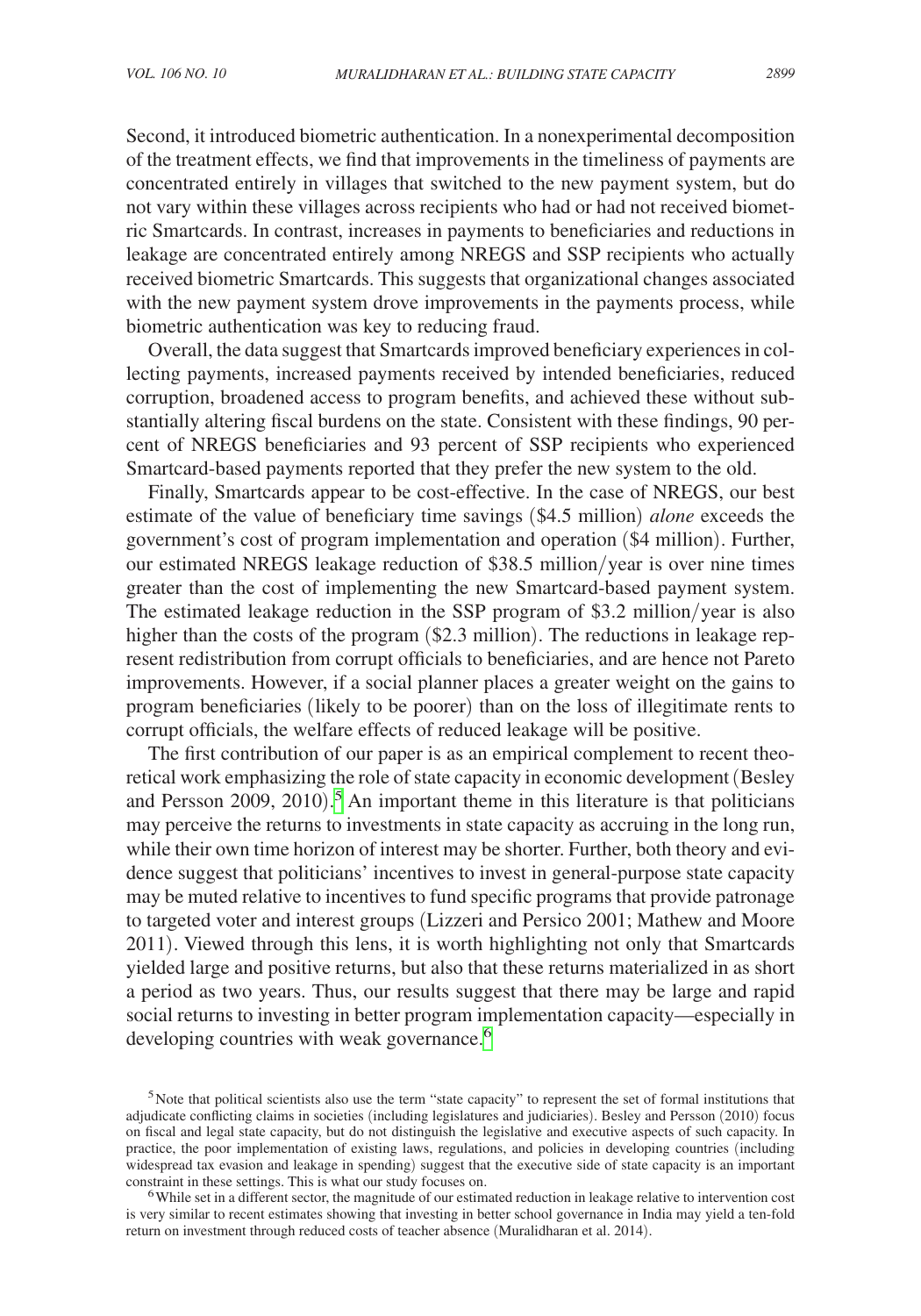Second, it introduced biometric authentication. In a nonexperimental decomposition of the treatment effects, we find that improvements in the timeliness of payments are concentrated entirely in villages that switched to the new payment system, but do not vary within these villages across recipients who had or had not received biometric Smartcards. In contrast, increases in payments to beneficiaries and reductions in leakage are concentrated entirely among NREGS and SSP recipients who actually received biometric Smartcards. This suggests that organizational changes associated with the new payment system drove improvements in the payments process, while biometric authentication was key to reducing fraud.

Overall, the data suggest that Smartcards improved beneficiary experiences in collecting payments, increased payments received by intended beneficiaries, reduced corruption, broadened access to program benefits, and achieved these without substantially altering fiscal burdens on the state. Consistent with these findings, 90 percent of NREGS beneficiaries and 93 percent of SSP recipients who experienced Smartcard-based payments reported that they prefer the new system to the old.

Finally, Smartcards appear to be cost-effective. In the case of NREGS, our best estimate of the value of beneficiary time savings ($4.5 million) *alone* exceeds the government's cost of program implementation and operation ($4 million). Further, our estimated NREGS leakage reduction of $38.5 million/year is over nine times greater than the cost of implementing the new Smartcard-based payment system. The estimated leakage reduction in the SSP program of $3.2 million/year is also higher than the costs of the program ($2.3 million). The reductions in leakage represent redistribution from corrupt officials to beneficiaries, and are hence not Pareto improvements. However, if a social planner places a greater weight on the gains to program beneficiaries (likely to be poorer) than on the loss of illegitimate rents to corrupt officials, the welfare effects of reduced leakage will be positive.

The first contribution of our paper is as an empirical complement to recent theoretical work emphasizing the role of state capacity in economic development (Besley and Persson 2009, 2010).[5] An important theme in this literature is that politicians may perceive the returns to investments in state capacity as accruing in the long run, while their own time horizon of interest may be shorter. Further, both theory and evidence suggest that politicians' incentives to invest in general-purpose state capacity may be muted relative to incentives to fund specific programs that provide patronage to targeted voter and interest groups (Lizzeri and Persico 2001; Mathew and Moore 2011). Viewed through this lens, it is worth highlighting not only that Smartcards yielded large and positive returns, but also that these returns materialized in as short a period as two years. Thus, our results suggest that there may be large and rapid social returns to investing in better program implementation capacity—especially in developing countries with weak governance.[6]

[5] Note that political scientists also use the term "state capacity" to represent the set of formal institutions that adjudicate conflicting claims in societies (including legislatures and judiciaries). Besley and Persson (2010) focus on fiscal and legal state capacity, but do not distinguish the legislative and executive aspects of such capacity. In practice, the poor implementation of existing laws, regulations, and policies in developing countries (including widespread tax evasion and leakage in spending) suggest that the executive side of state capacity is an important constraint in these settings. This is what our study focuses on.

[6] While set in a different sector, the magnitude of our estimated reduction in leakage relative to intervention cost is very similar to recent estimates showing that investing in better school governance in India may yield a ten-fold return on investment through reduced costs of teacher absence (Muralidharan et al. 2014).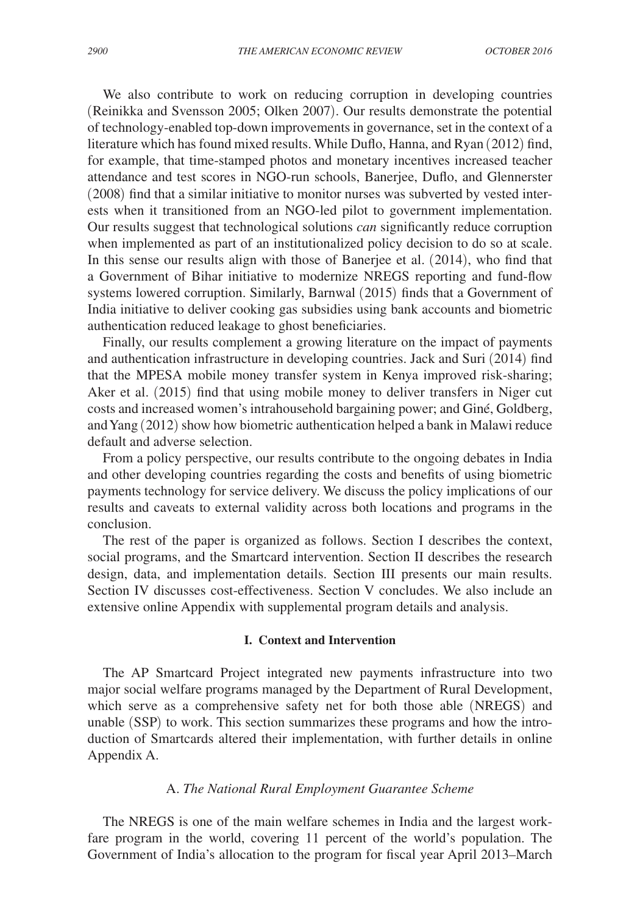We also contribute to work on reducing corruption in developing countries (Reinikka and Svensson 2005; Olken 2007). Our results demonstrate the potential of technology-enabled top-down improvements in governance, set in the context of a literature which has found mixed results. While Duflo, Hanna, and Ryan (2012) find, for example, that time-stamped photos and monetary incentives increased teacher attendance and test scores in NGO-run schools, Banerjee, Duflo, and Glennerster (2008) find that a similar initiative to monitor nurses was subverted by vested interests when it transitioned from an NGO-led pilot to government implementation. Our results suggest that technological solutions *can* significantly reduce corruption when implemented as part of an institutionalized policy decision to do so at scale. In this sense our results align with those of Banerjee et al. (2014), who find that a Government of Bihar initiative to modernize NREGS reporting and fund-flow systems lowered corruption. Similarly, Barnwal (2015) finds that a Government of India initiative to deliver cooking gas subsidies using bank accounts and biometric authentication reduced leakage to ghost beneficiaries.

Finally, our results complement a growing literature on the impact of payments and authentication infrastructure in developing countries. Jack and Suri (2014) find that the MPESA mobile money transfer system in Kenya improved risk-sharing; Aker et al. (2015) find that using mobile money to deliver transfers in Niger cut costs and increased women's intrahousehold bargaining power; and Giné, Goldberg, and Yang (2012) show how biometric authentication helped a bank in Malawi reduce default and adverse selection.

From a policy perspective, our results contribute to the ongoing debates in India and other developing countries regarding the costs and benefits of using biometric payments technology for service delivery. We discuss the policy implications of our results and caveats to external validity across both locations and programs in the conclusion.

The rest of the paper is organized as follows. Section I describes the context, social programs, and the Smartcard intervention. Section II describes the research design, data, and implementation details. Section III presents our main results. Section IV discusses cost-effectiveness. Section V concludes. We also include an extensive online Appendix with supplemental program details and analysis.

## I. Context and Intervention

The AP Smartcard Project integrated new payments infrastructure into two major social welfare programs managed by the Department of Rural Development, which serve as a comprehensive safety net for both those able (NREGS) and unable (SSP) to work. This section summarizes these programs and how the introduction of Smartcards altered their implementation, with further details in online Appendix A.

### A. *The National Rural Employment Guarantee Scheme*

The NREGS is one of the main welfare schemes in India and the largest workfare program in the world, covering 11 percent of the world's population. The Government of India's allocation to the program for fiscal year April 2013–March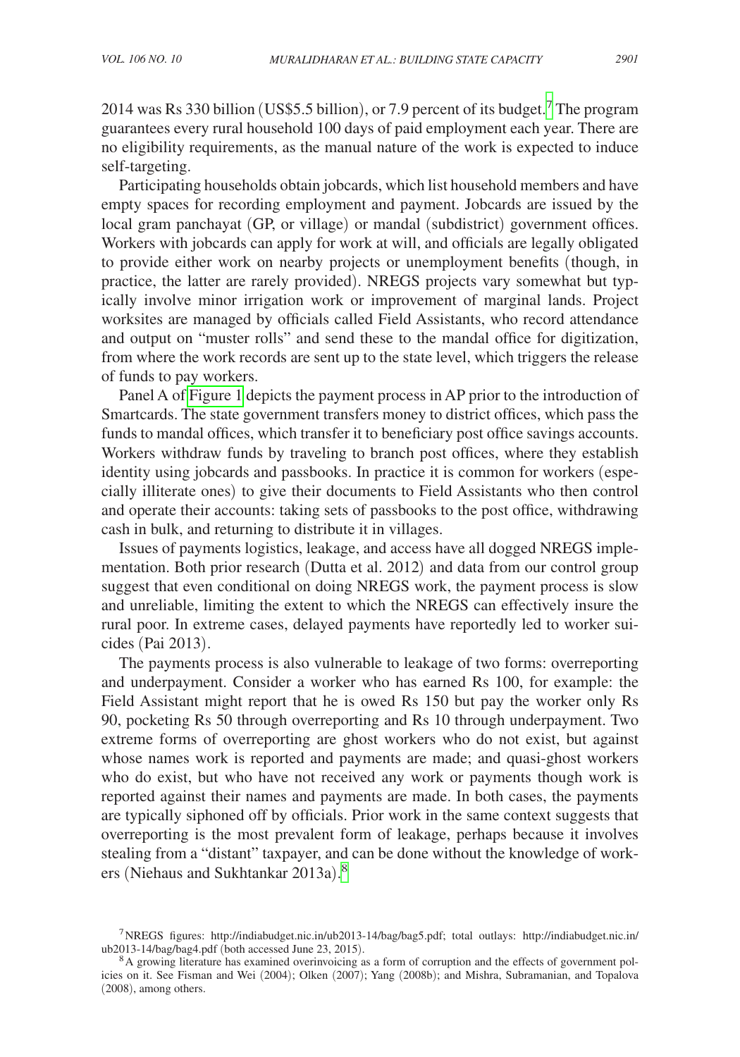2014 was Rs 330 billion (US$5.5 billion), or 7.9 percent of its budget.[7] The program guarantees every rural household 100 days of paid employment each year. There are no eligibility requirements, as the manual nature of the work is expected to induce self-targeting.

Participating households obtain jobcards, which list household members and have empty spaces for recording employment and payment. Jobcards are issued by the local gram panchayat (GP, or village) or mandal (subdistrict) government offices. Workers with jobcards can apply for work at will, and officials are legally obligated to provide either work on nearby projects or unemployment benefits (though, in practice, the latter are rarely provided). NREGS projects vary somewhat but typically involve minor irrigation work or improvement of marginal lands. Project worksites are managed by officials called Field Assistants, who record attendance and output on "muster rolls" and send these to the mandal office for digitization, from where the work records are sent up to the state level, which triggers the release of funds to pay workers.

Panel A of Figure 1 depicts the payment process in AP prior to the introduction of Smartcards. The state government transfers money to district offices, which pass the funds to mandal offices, which transfer it to beneficiary post office savings accounts. Workers withdraw funds by traveling to branch post offices, where they establish identity using jobcards and passbooks. In practice it is common for workers (especially illiterate ones) to give their documents to Field Assistants who then control and operate their accounts: taking sets of passbooks to the post office, withdrawing cash in bulk, and returning to distribute it in villages.

Issues of payments logistics, leakage, and access have all dogged NREGS implementation. Both prior research (Dutta et al. 2012) and data from our control group suggest that even conditional on doing NREGS work, the payment process is slow and unreliable, limiting the extent to which the NREGS can effectively insure the rural poor. In extreme cases, delayed payments have reportedly led to worker suicides (Pai 2013).

The payments process is also vulnerable to leakage of two forms: overreporting and underpayment. Consider a worker who has earned Rs 100, for example: the Field Assistant might report that he is owed Rs 150 but pay the worker only Rs 90, pocketing Rs 50 through overreporting and Rs 10 through underpayment. Two extreme forms of overreporting are ghost workers who do not exist, but against whose names work is reported and payments are made; and quasi-ghost workers who do exist, but who have not received any work or payments though work is reported against their names and payments are made. In both cases, the payments are typically siphoned off by officials. Prior work in the same context suggests that overreporting is the most prevalent form of leakage, perhaps because it involves stealing from a "distant" taxpayer, and can be done without the knowledge of workers (Niehaus and Sukhtankar 2013a).[8]

[7] NREGS figures: http://indiabudget.nic.in/ub2013-14/bag/bag5.pdf; total outlays: http://indiabudget.nic.in/ub2013-14/bag/bag4.pdf (both accessed June 23, 2015).

[8] A growing literature has examined overinvoicing as a form of corruption and the effects of government policies on it. See Fisman and Wei (2004); Olken (2007); Yang (2008b); and Mishra, Subramanian, and Topalova (2008), among others.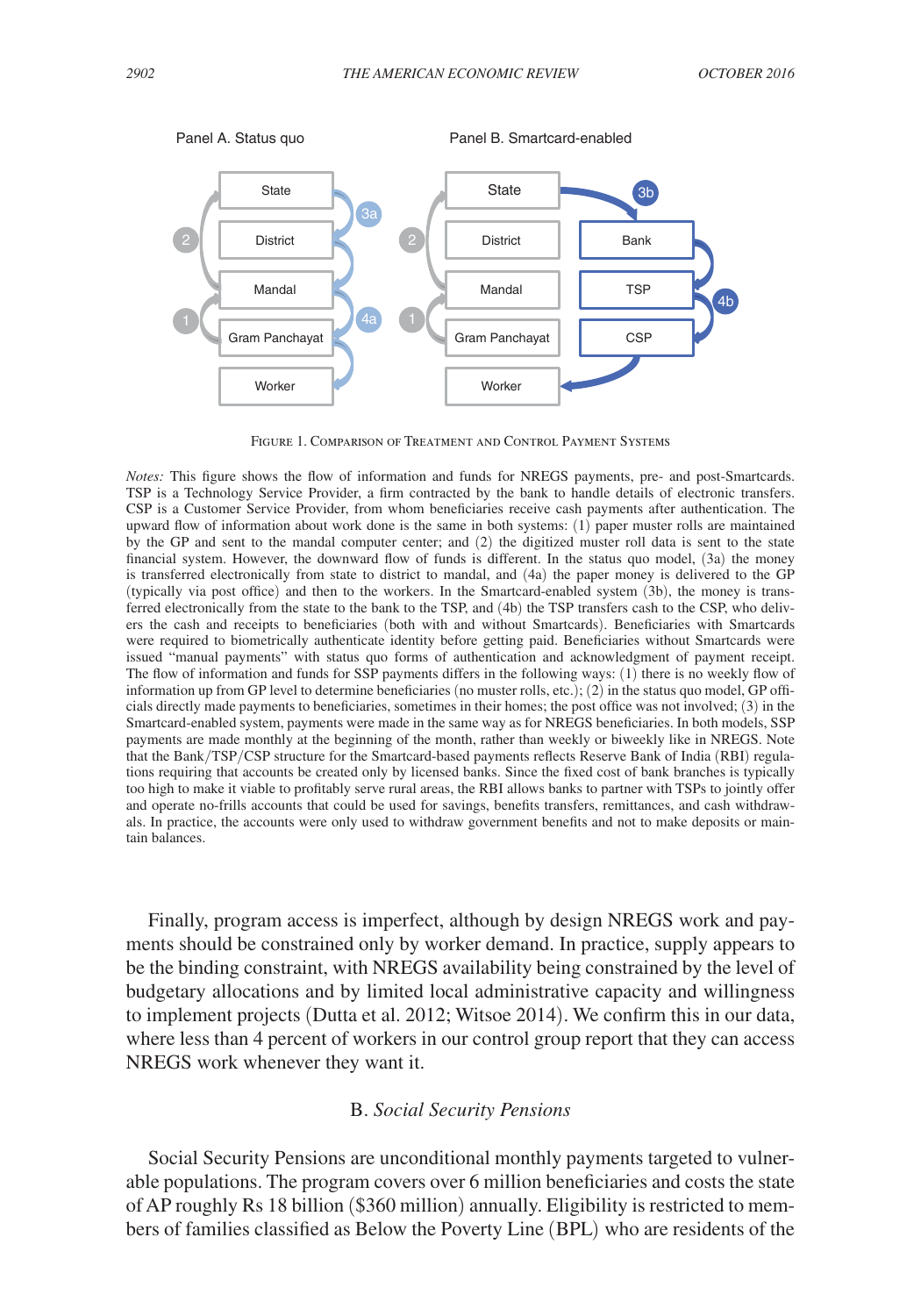Panel A. Status quo

Panel B. Smartcard-enabled

Figure 1. Comparison of Treatment and Control Payment Systems

*Notes:* This figure shows the flow of information and funds for NREGS payments, pre- and post-Smartcards. TSP is a Technology Service Provider, a firm contracted by the bank to handle details of electronic transfers. CSP is a Customer Service Provider, from whom beneficiaries receive cash payments after authentication. The upward flow of information about work done is the same in both systems: (1) paper muster rolls are maintained by the GP and sent to the mandal computer center; and (2) the digitized muster roll data is sent to the state financial system. However, the downward flow of funds is different. In the status quo model, (3a) the money is transferred electronically from state to district to mandal, and (4a) the paper money is delivered to the GP (typically via post office) and then to the workers. In the Smartcard-enabled system (3b), the money is transferred electronically from the state to the bank to the TSP, and (4b) the TSP transfers cash to the CSP, who delivers the cash and receipts to beneficiaries (both with and without Smartcards). Beneficiaries with Smartcards were required to biometrically authenticate identity before getting paid. Beneficiaries without Smartcards were issued "manual payments" with status quo forms of authentication and acknowledgment of payment receipt. The flow of information and funds for SSP payments differs in the following ways: (1) there is no weekly flow of information up from GP level to determine beneficiaries (no muster rolls, etc.); (2) in the status quo model, GP officials directly made payments to beneficiaries, sometimes in their homes; the post office was not involved; (3) in the Smartcard-enabled system, payments were made in the same way as for NREGS beneficiaries. In both models, SSP payments are made monthly at the beginning of the month, rather than weekly or biweekly like in NREGS. Note that the Bank/TSP/CSP structure for the Smartcard-based payments reflects Reserve Bank of India (RBI) regulations requiring that accounts be created only by licensed banks. Since the fixed cost of bank branches is typically too high to make it viable to profitably serve rural areas, the RBI allows banks to partner with TSPs to jointly offer and operate no-frills accounts that could be used for savings, benefits transfers, remittances, and cash withdrawals. In practice, the accounts were only used to withdraw government benefits and not to make deposits or maintain balances.

Finally, program access is imperfect, although by design NREGS work and payments should be constrained only by worker demand. In practice, supply appears to be the binding constraint, with NREGS availability being constrained by the level of budgetary allocations and by limited local administrative capacity and willingness to implement projects (Dutta et al. 2012; Witsoe 2014). We confirm this in our data, where less than 4 percent of workers in our control group report that they can access NREGS work whenever they want it.

## B. *Social Security Pensions*

Social Security Pensions are unconditional monthly payments targeted to vulnerable populations. The program covers over 6 million beneficiaries and costs the state of AP roughly Rs 18 billion ($360 million) annually. Eligibility is restricted to members of families classified as Below the Poverty Line (BPL) who are residents of the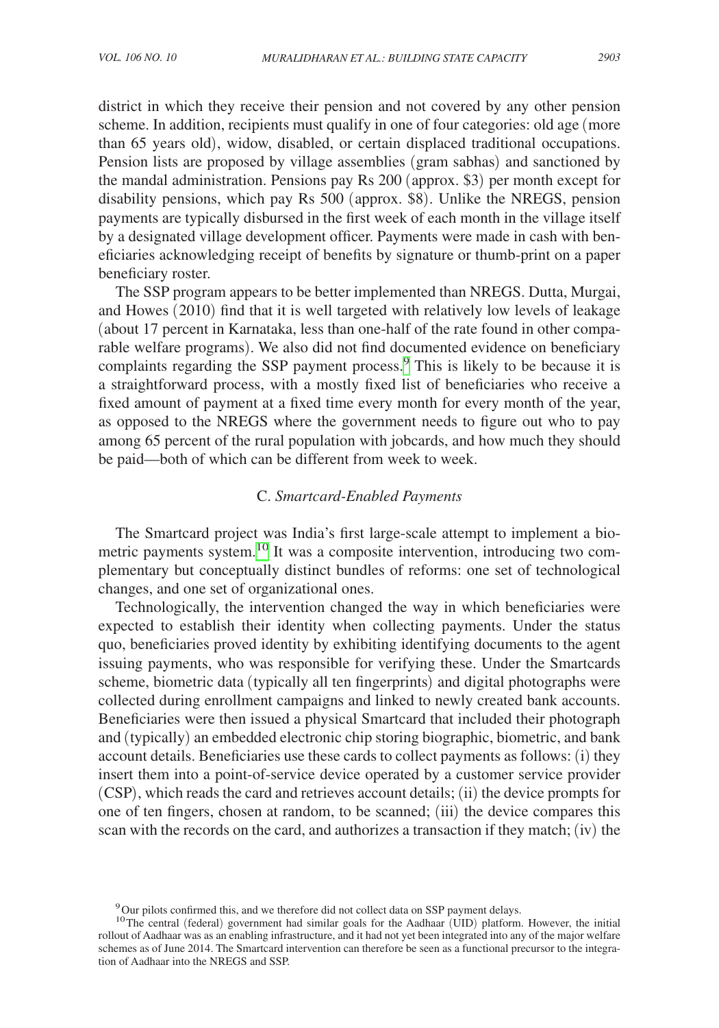district in which they receive their pension and not covered by any other pension scheme. In addition, recipients must qualify in one of four categories: old age (more than 65 years old), widow, disabled, or certain displaced traditional occupations. Pension lists are proposed by village assemblies (gram sabhas) and sanctioned by the mandal administration. Pensions pay Rs 200 (approx. \$3) per month except for disability pensions, which pay Rs 500 (approx. \$8). Unlike the NREGS, pension payments are typically disbursed in the first week of each month in the village itself by a designated village development officer. Payments were made in cash with beneficiaries acknowledging receipt of benefits by signature or thumb-print on a paper beneficiary roster.

The SSP program appears to be better implemented than NREGS. Dutta, Murgai, and Howes (2010) find that it is well targeted with relatively low levels of leakage (about 17 percent in Karnataka, less than one-half of the rate found in other comparable welfare programs). We also did not find documented evidence on beneficiary complaints regarding the SSP payment process.[9] This is likely to be because it is a straightforward process, with a mostly fixed list of beneficiaries who receive a fixed amount of payment at a fixed time every month for every month of the year, as opposed to the NREGS where the government needs to figure out who to pay among 65 percent of the rural population with jobcards, and how much they should be paid—both of which can be different from week to week.

### C. *Smartcard-Enabled Payments*

The Smartcard project was India's first large-scale attempt to implement a biometric payments system.[10] It was a composite intervention, introducing two complementary but conceptually distinct bundles of reforms: one set of technological changes, and one set of organizational ones.

Technologically, the intervention changed the way in which beneficiaries were expected to establish their identity when collecting payments. Under the status quo, beneficiaries proved identity by exhibiting identifying documents to the agent issuing payments, who was responsible for verifying these. Under the Smartcards scheme, biometric data (typically all ten fingerprints) and digital photographs were collected during enrollment campaigns and linked to newly created bank accounts. Beneficiaries were then issued a physical Smartcard that included their photograph and (typically) an embedded electronic chip storing biographic, biometric, and bank account details. Beneficiaries use these cards to collect payments as follows: (i) they insert them into a point-of-service device operated by a customer service provider (CSP), which reads the card and retrieves account details; (ii) the device prompts for one of ten fingers, chosen at random, to be scanned; (iii) the device compares this scan with the records on the card, and authorizes a transaction if they match; (iv) the

[9] Our pilots confirmed this, and we therefore did not collect data on SSP payment delays.

[10] The central (federal) government had similar goals for the Aadhaar (UID) platform. However, the initial rollout of Aadhaar was as an enabling infrastructure, and it had not yet been integrated into any of the major welfare schemes as of June 2014. The Smartcard intervention can therefore be seen as a functional precursor to the integration of Aadhaar into the NREGS and SSP.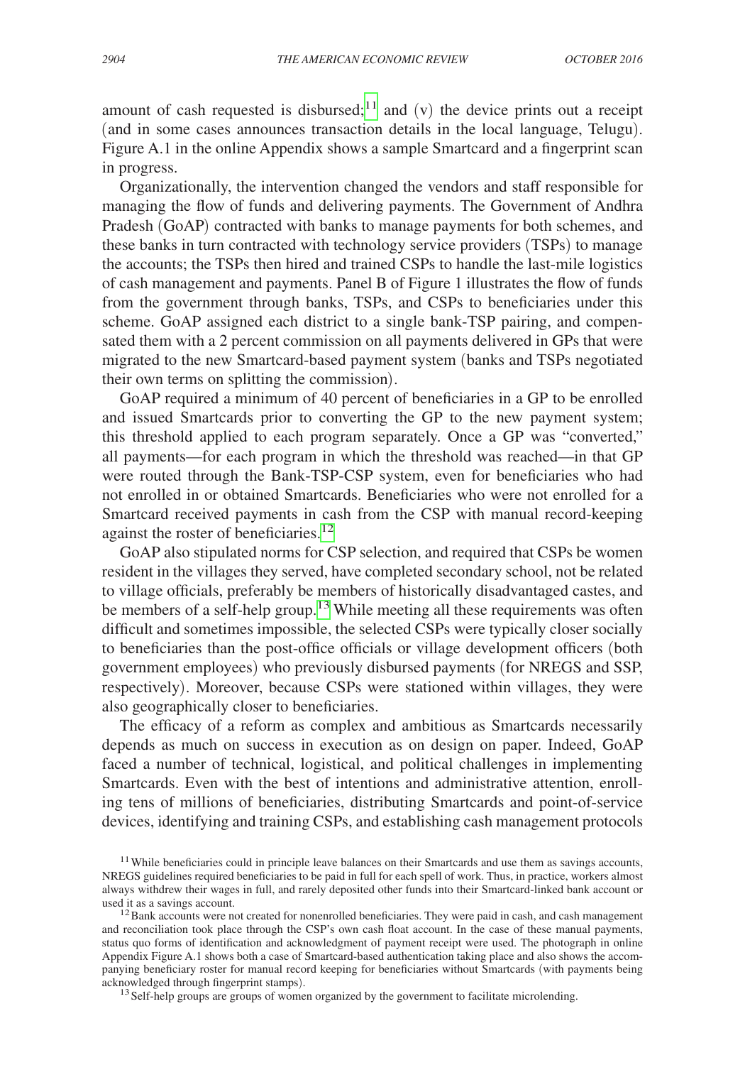amount of cash requested is disbursed;[11] and (v) the device prints out a receipt (and in some cases announces transaction details in the local language, Telugu). Figure A.1 in the online Appendix shows a sample Smartcard and a fingerprint scan in progress.

Organizationally, the intervention changed the vendors and staff responsible for managing the flow of funds and delivering payments. The Government of Andhra Pradesh (GoAP) contracted with banks to manage payments for both schemes, and these banks in turn contracted with technology service providers (TSPs) to manage the accounts; the TSPs then hired and trained CSPs to handle the last-mile logistics of cash management and payments. Panel B of Figure 1 illustrates the flow of funds from the government through banks, TSPs, and CSPs to beneficiaries under this scheme. GoAP assigned each district to a single bank-TSP pairing, and compensated them with a 2 percent commission on all payments delivered in GPs that were migrated to the new Smartcard-based payment system (banks and TSPs negotiated their own terms on splitting the commission).

GoAP required a minimum of 40 percent of beneficiaries in a GP to be enrolled and issued Smartcards prior to converting the GP to the new payment system; this threshold applied to each program separately. Once a GP was "converted," all payments—for each program in which the threshold was reached—in that GP were routed through the Bank-TSP-CSP system, even for beneficiaries who had not enrolled in or obtained Smartcards. Beneficiaries who were not enrolled for a Smartcard received payments in cash from the CSP with manual record-keeping against the roster of beneficiaries.[12]

GoAP also stipulated norms for CSP selection, and required that CSPs be women resident in the villages they served, have completed secondary school, not be related to village officials, preferably be members of historically disadvantaged castes, and be members of a self-help group.[13] While meeting all these requirements was often difficult and sometimes impossible, the selected CSPs were typically closer socially to beneficiaries than the post-office officials or village development officers (both government employees) who previously disbursed payments (for NREGS and SSP, respectively). Moreover, because CSPs were stationed within villages, they were also geographically closer to beneficiaries.

The efficacy of a reform as complex and ambitious as Smartcards necessarily depends as much on success in execution as on design on paper. Indeed, GoAP faced a number of technical, logistical, and political challenges in implementing Smartcards. Even with the best of intentions and administrative attention, enrolling tens of millions of beneficiaries, distributing Smartcards and point-of-service devices, identifying and training CSPs, and establishing cash management protocols

[11] While beneficiaries could in principle leave balances on their Smartcards and use them as savings accounts, NREGS guidelines required beneficiaries to be paid in full for each spell of work. Thus, in practice, workers almost always withdrew their wages in full, and rarely deposited other funds into their Smartcard-linked bank account or used it as a savings account.

[12] Bank accounts were not created for nonenrolled beneficiaries. They were paid in cash, and cash management and reconciliation took place through the CSP's own cash float account. In the case of these manual payments, status quo forms of identification and acknowledgment of payment receipt were used. The photograph in online Appendix Figure A.1 shows both a case of Smartcard-based authentication taking place and also shows the accompanying beneficiary roster for manual record keeping for beneficiaries without Smartcards (with payments being acknowledged through fingerprint stamps).

[13] Self-help groups are groups of women organized by the government to facilitate microlending.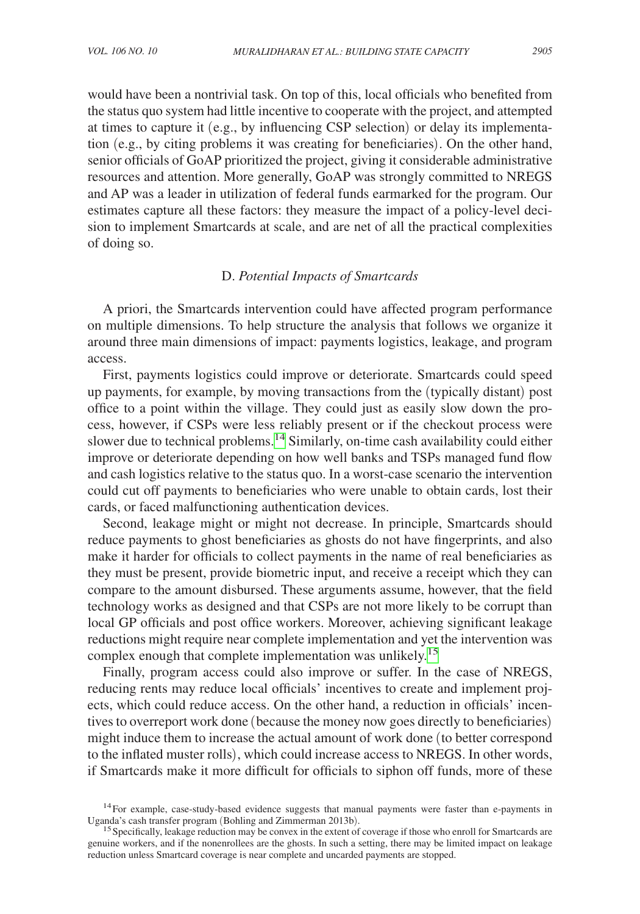would have been a nontrivial task. On top of this, local officials who benefited from the status quo system had little incentive to cooperate with the project, and attempted at times to capture it (e.g., by influencing CSP selection) or delay its implementation (e.g., by citing problems it was creating for beneficiaries). On the other hand, senior officials of GoAP prioritized the project, giving it considerable administrative resources and attention. More generally, GoAP was strongly committed to NREGS and AP was a leader in utilization of federal funds earmarked for the program. Our estimates capture all these factors: they measure the impact of a policy-level decision to implement Smartcards at scale, and are net of all the practical complexities of doing so.

### D. *Potential Impacts of Smartcards*

A priori, the Smartcards intervention could have affected program performance on multiple dimensions. To help structure the analysis that follows we organize it around three main dimensions of impact: payments logistics, leakage, and program access.

First, payments logistics could improve or deteriorate. Smartcards could speed up payments, for example, by moving transactions from the (typically distant) post office to a point within the village. They could just as easily slow down the process, however, if CSPs were less reliably present or if the checkout process were slower due to technical problems.[14] Similarly, on-time cash availability could either improve or deteriorate depending on how well banks and TSPs managed fund flow and cash logistics relative to the status quo. In a worst-case scenario the intervention could cut off payments to beneficiaries who were unable to obtain cards, lost their cards, or faced malfunctioning authentication devices.

Second, leakage might or might not decrease. In principle, Smartcards should reduce payments to ghost beneficiaries as ghosts do not have fingerprints, and also make it harder for officials to collect payments in the name of real beneficiaries as they must be present, provide biometric input, and receive a receipt which they can compare to the amount disbursed. These arguments assume, however, that the field technology works as designed and that CSPs are not more likely to be corrupt than local GP officials and post office workers. Moreover, achieving significant leakage reductions might require near complete implementation and yet the intervention was complex enough that complete implementation was unlikely.[15]

Finally, program access could also improve or suffer. In the case of NREGS, reducing rents may reduce local officials' incentives to create and implement projects, which could reduce access. On the other hand, a reduction in officials' incentives to overreport work done (because the money now goes directly to beneficiaries) might induce them to increase the actual amount of work done (to better correspond to the inflated muster rolls), which could increase access to NREGS. In other words, if Smartcards make it more difficult for officials to siphon off funds, more of these

[14] For example, case-study-based evidence suggests that manual payments were faster than e-payments in Uganda's cash transfer program (Bohling and Zimmerman 2013b).

[15] Specifically, leakage reduction may be convex in the extent of coverage if those who enroll for Smartcards are genuine workers, and if the nonenrollees are the ghosts. In such a setting, there may be limited impact on leakage reduction unless Smartcard coverage is near complete and uncarded payments are stopped.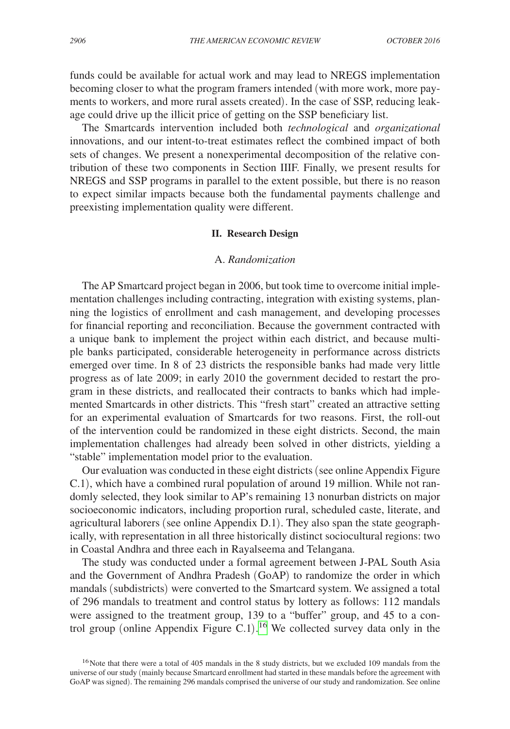funds could be available for actual work and may lead to NREGS implementation becoming closer to what the program framers intended (with more work, more payments to workers, and more rural assets created). In the case of SSP, reducing leakage could drive up the illicit price of getting on the SSP beneficiary list.

The Smartcards intervention included both *technological* and *organizational* innovations, and our intent-to-treat estimates reflect the combined impact of both sets of changes. We present a nonexperimental decomposition of the relative contribution of these two components in Section IIIF. Finally, we present results for NREGS and SSP programs in parallel to the extent possible, but there is no reason to expect similar impacts because both the fundamental payments challenge and preexisting implementation quality were different.

## II. Research Design

### A. *Randomization*

The AP Smartcard project began in 2006, but took time to overcome initial implementation challenges including contracting, integration with existing systems, planning the logistics of enrollment and cash management, and developing processes for financial reporting and reconciliation. Because the government contracted with a unique bank to implement the project within each district, and because multiple banks participated, considerable heterogeneity in performance across districts emerged over time. In 8 of 23 districts the responsible banks had made very little progress as of late 2009; in early 2010 the government decided to restart the program in these districts, and reallocated their contracts to banks which had implemented Smartcards in other districts. This "fresh start" created an attractive setting for an experimental evaluation of Smartcards for two reasons. First, the roll-out of the intervention could be randomized in these eight districts. Second, the main implementation challenges had already been solved in other districts, yielding a "stable" implementation model prior to the evaluation.

Our evaluation was conducted in these eight districts (see online Appendix Figure C.1), which have a combined rural population of around 19 million. While not randomly selected, they look similar to AP's remaining 13 nonurban districts on major socioeconomic indicators, including proportion rural, scheduled caste, literate, and agricultural laborers (see online Appendix D.1). They also span the state geographically, with representation in all three historically distinct sociocultural regions: two in Coastal Andhra and three each in Rayalseema and Telangana.

The study was conducted under a formal agreement between J-PAL South Asia and the Government of Andhra Pradesh (GoAP) to randomize the order in which mandals (subdistricts) were converted to the Smartcard system. We assigned a total of 296 mandals to treatment and control status by lottery as follows: 112 mandals were assigned to the treatment group, 139 to a "buffer" group, and 45 to a control group (online Appendix Figure C.1).[16] We collected survey data only in the

[16] Note that there were a total of 405 mandals in the 8 study districts, but we excluded 109 mandals from the universe of our study (mainly because Smartcard enrollment had started in these mandals before the agreement with GoAP was signed). The remaining 296 mandals comprised the universe of our study and randomization. See online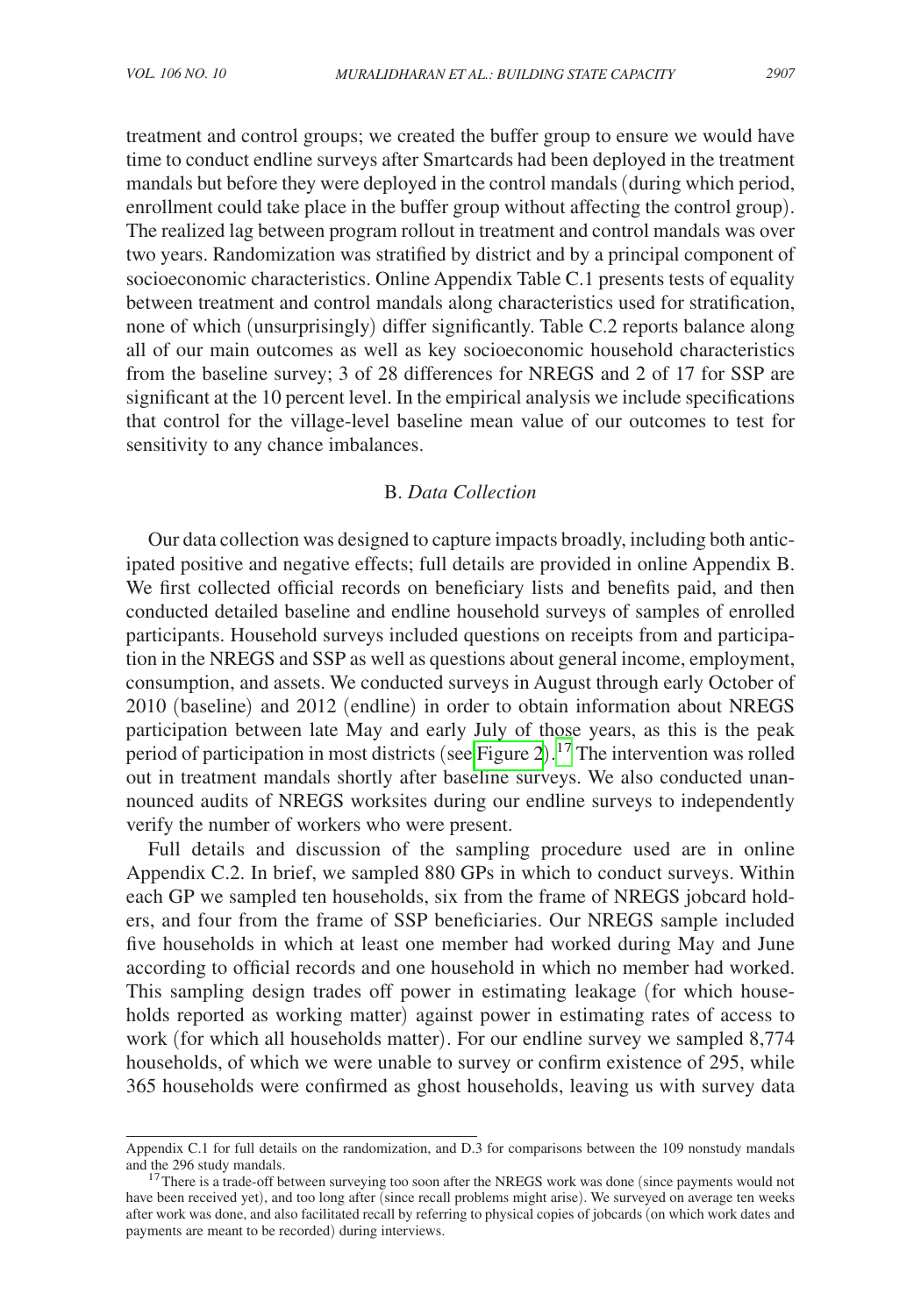treatment and control groups; we created the buffer group to ensure we would have time to conduct endline surveys after Smartcards had been deployed in the treatment mandals but before they were deployed in the control mandals (during which period, enrollment could take place in the buffer group without affecting the control group). The realized lag between program rollout in treatment and control mandals was over two years. Randomization was stratified by district and by a principal component of socioeconomic characteristics. Online Appendix Table C.1 presents tests of equality between treatment and control mandals along characteristics used for stratification, none of which (unsurprisingly) differ significantly. Table C.2 reports balance along all of our main outcomes as well as key socioeconomic household characteristics from the baseline survey; 3 of 28 differences for NREGS and 2 of 17 for SSP are significant at the 10 percent level. In the empirical analysis we include specifications that control for the village-level baseline mean value of our outcomes to test for sensitivity to any chance imbalances.

## B. *Data Collection*

Our data collection was designed to capture impacts broadly, including both anticipated positive and negative effects; full details are provided in online Appendix B. We first collected official records on beneficiary lists and benefits paid, and then conducted detailed baseline and endline household surveys of samples of enrolled participants. Household surveys included questions on receipts from and participation in the NREGS and SSP as well as questions about general income, employment, consumption, and assets. We conducted surveys in August through early October of 2010 (baseline) and 2012 (endline) in order to obtain information about NREGS participation between late May and early July of those years, as this is the peak period of participation in most districts (see Figure 2).[17] The intervention was rolled out in treatment mandals shortly after baseline surveys. We also conducted unannounced audits of NREGS worksites during our endline surveys to independently verify the number of workers who were present.

Full details and discussion of the sampling procedure used are in online Appendix C.2. In brief, we sampled 880 GPs in which to conduct surveys. Within each GP we sampled ten households, six from the frame of NREGS jobcard holders, and four from the frame of SSP beneficiaries. Our NREGS sample included five households in which at least one member had worked during May and June according to official records and one household in which no member had worked. This sampling design trades off power in estimating leakage (for which households reported as working matter) against power in estimating rates of access to work (for which all households matter). For our endline survey we sampled 8,774 households, of which we were unable to survey or confirm existence of 295, while 365 households were confirmed as ghost households, leaving us with survey data

---

Appendix C.1 for full details on the randomization, and D.3 for comparisons between the 109 nonstudy mandals and the 296 study mandals.

[17] There is a trade-off between surveying too soon after the NREGS work was done (since payments would not have been received yet), and too long after (since recall problems might arise). We surveyed on average ten weeks after work was done, and also facilitated recall by referring to physical copies of jobcards (on which work dates and payments are meant to be recorded) during interviews.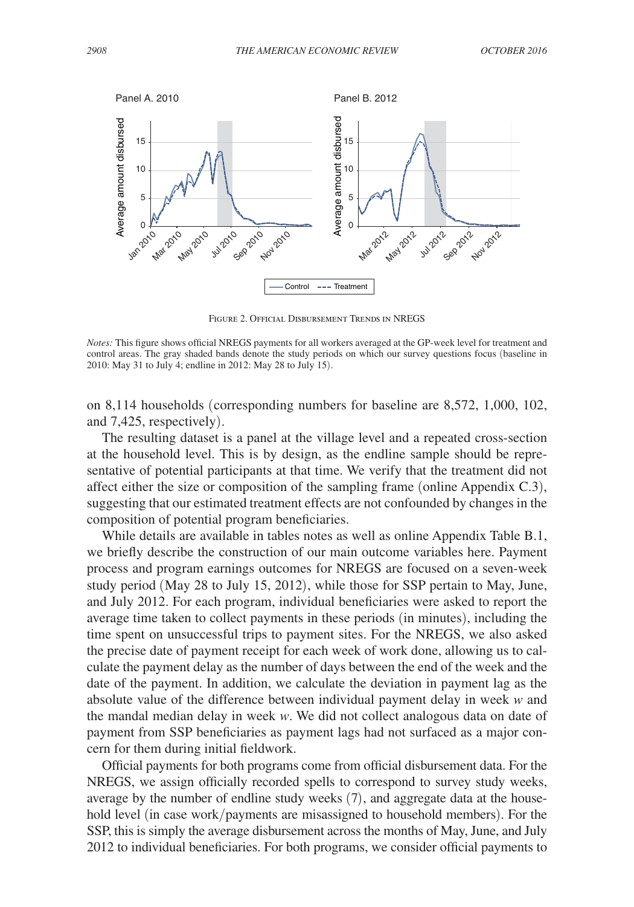Figure 2. Official Disbursement Trends in NREGS

*Notes:* This figure shows official NREGS payments for all workers averaged at the GP-week level for treatment and control areas. The gray shaded bands denote the study periods on which our survey questions focus (baseline in 2010: May 31 to July 4; endline in 2012: May 28 to July 15).

on 8,114 households (corresponding numbers for baseline are 8,572, 1,000, 102, and 7,425, respectively).

The resulting dataset is a panel at the village level and a repeated cross-section at the household level. This is by design, as the endline sample should be representative of potential participants at that time. We verify that the treatment did not affect either the size or composition of the sampling frame (online Appendix C.3), suggesting that our estimated treatment effects are not confounded by changes in the composition of potential program beneficiaries.

While details are available in tables notes as well as online Appendix Table B.1, we briefly describe the construction of our main outcome variables here. Payment process and program earnings outcomes for NREGS are focused on a seven-week study period (May 28 to July 15, 2012), while those for SSP pertain to May, June, and July 2012. For each program, individual beneficiaries were asked to report the average time taken to collect payments in these periods (in minutes), including the time spent on unsuccessful trips to payment sites. For the NREGS, we also asked the precise date of payment receipt for each week of work done, allowing us to calculate the payment delay as the number of days between the end of the week and the date of the payment. In addition, we calculate the deviation in payment lag as the absolute value of the difference between individual payment delay in week $w$ and the mandal median delay in week $w$. We did not collect analogous data on date of payment from SSP beneficiaries as payment lags had not surfaced as a major concern for them during initial fieldwork.

Official payments for both programs come from official disbursement data. For the NREGS, we assign officially recorded spells to correspond to survey study weeks, average by the number of endline study weeks (7), and aggregate data at the household level (in case work/payments are misassigned to household members). For the SSP, this is simply the average disbursement across the months of May, June, and July 2012 to individual beneficiaries. For both programs, we consider official payments to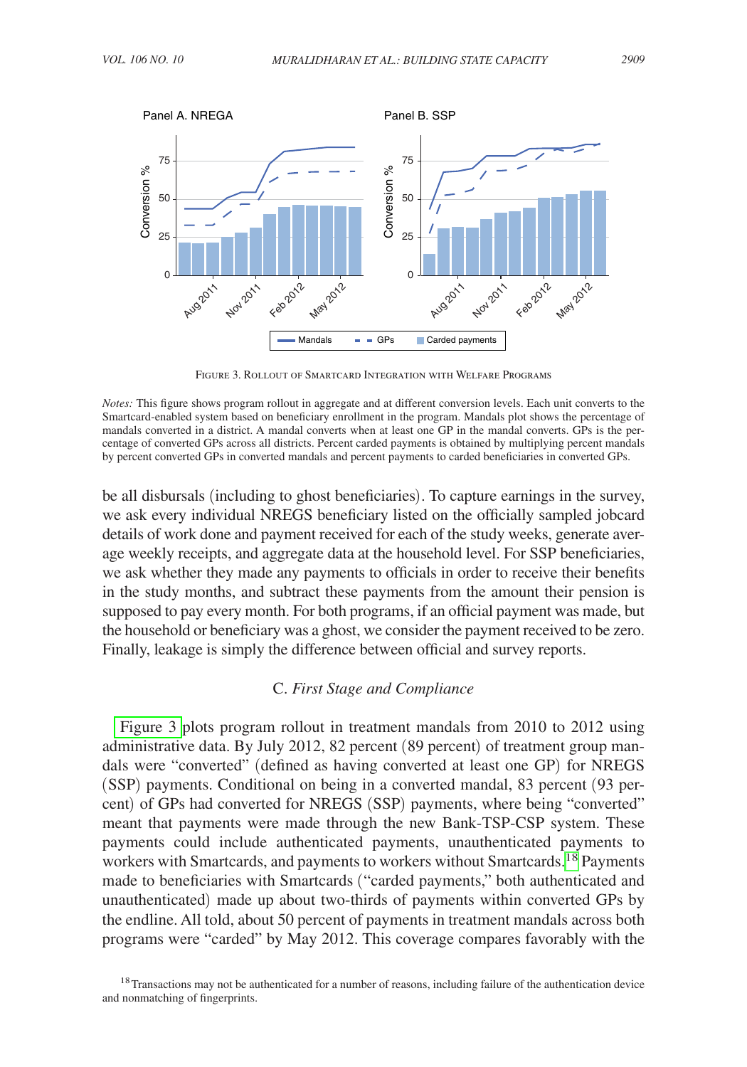Figure 3. Rollout of Smartcard Integration with Welfare Programs

*Notes:* This figure shows program rollout in aggregate and at different conversion levels. Each unit converts to the Smartcard-enabled system based on beneficiary enrollment in the program. Mandals plot shows the percentage of mandals converted in a district. A mandal converts when at least one GP in the mandal converts. GPs is the percentage of converted GPs across all districts. Percent carded payments is obtained by multiplying percent mandals by percent converted GPs in converted mandals and percent payments to carded beneficiaries in converted GPs.

be all disbursals (including to ghost beneficiaries). To capture earnings in the survey, we ask every individual NREGS beneficiary listed on the officially sampled jobcard details of work done and payment received for each of the study weeks, generate average weekly receipts, and aggregate data at the household level. For SSP beneficiaries, we ask whether they made any payments to officials in order to receive their benefits in the study months, and subtract these payments from the amount their pension is supposed to pay every month. For both programs, if an official payment was made, but the household or beneficiary was a ghost, we consider the payment received to be zero. Finally, leakage is simply the difference between official and survey reports.

## C. *First Stage and Compliance*

Figure 3 plots program rollout in treatment mandals from 2010 to 2012 using administrative data. By July 2012, 82 percent (89 percent) of treatment group mandals were "converted" (defined as having converted at least one GP) for NREGS (SSP) payments. Conditional on being in a converted mandal, 83 percent (93 percent) of GPs had converted for NREGS (SSP) payments, where being "converted" meant that payments were made through the new Bank-TSP-CSP system. These payments could include authenticated payments, unauthenticated payments to workers with Smartcards, and payments to workers without Smartcards.[18] Payments made to beneficiaries with Smartcards ("carded payments," both authenticated and unauthenticated) made up about two-thirds of payments within converted GPs by the endline. All told, about 50 percent of payments in treatment mandals across both programs were "carded" by May 2012. This coverage compares favorably with the

[18] Transactions may not be authenticated for a number of reasons, including failure of the authentication device and nonmatching of fingerprints.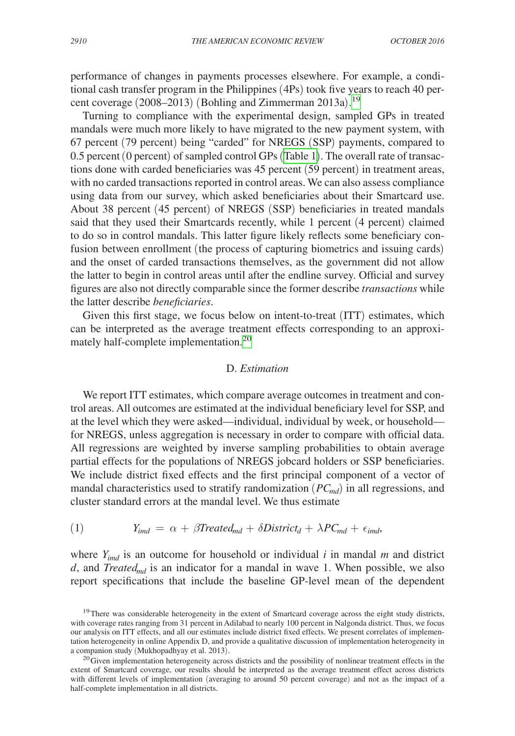performance of changes in payments processes elsewhere. For example, a conditional cash transfer program in the Philippines (4Ps) took five years to reach 40 percent coverage (2008–2013) (Bohling and Zimmerman 2013a).[19]

Turning to compliance with the experimental design, sampled GPs in treated mandals were much more likely to have migrated to the new payment system, with 67 percent (79 percent) being "carded" for NREGS (SSP) payments, compared to 0.5 percent (0 percent) of sampled control GPs (Table 1). The overall rate of transactions done with carded beneficiaries was 45 percent (59 percent) in treatment areas, with no carded transactions reported in control areas. We can also assess compliance using data from our survey, which asked beneficiaries about their Smartcard use. About 38 percent (45 percent) of NREGS (SSP) beneficiaries in treated mandals said that they used their Smartcards recently, while 1 percent (4 percent) claimed to do so in control mandals. This latter figure likely reflects some beneficiary confusion between enrollment (the process of capturing biometrics and issuing cards) and the onset of carded transactions themselves, as the government did not allow the latter to begin in control areas until after the endline survey. Official and survey figures are also not directly comparable since the former describe *transactions* while the latter describe *beneficiaries*.

Given this first stage, we focus below on intent-to-treat (ITT) estimates, which can be interpreted as the average treatment effects corresponding to an approximately half-complete implementation.[20]

### D. *Estimation*

We report ITT estimates, which compare average outcomes in treatment and control areas. All outcomes are estimated at the individual beneficiary level for SSP, and at the level which they were asked—individual, individual by week, or household—for NREGS, unless aggregation is necessary in order to compare with official data. All regressions are weighted by inverse sampling probabilities to obtain average partial effects for the populations of NREGS jobcard holders or SSP beneficiaries. We include district fixed effects and the first principal component of a vector of mandal characteristics used to stratify randomization ($PC_{md}$) in all regressions, and cluster standard errors at the mandal level. We thus estimate

$$Y_{imd} = \alpha + \beta Treated_{md} + \delta District_d + \lambda PC_{md} + \epsilon_{imd}, \tag{1}$$

where $Y_{imd}$ is an outcome for household or individual $i$ in mandal $m$ and district $d$, and $Treated_{md}$ is an indicator for a mandal in wave 1. When possible, we also report specifications that include the baseline GP-level mean of the dependent

[19] There was considerable heterogeneity in the extent of Smartcard coverage across the eight study districts, with coverage rates ranging from 31 percent in Adilabad to nearly 100 percent in Nalgonda district. Thus, we focus our analysis on ITT effects, and all our estimates include district fixed effects. We present correlates of implementation heterogeneity in online Appendix D, and provide a qualitative discussion of implementation heterogeneity in a companion study (Mukhopadhyay et al. 2013).

[20] Given implementation heterogeneity across districts and the possibility of nonlinear treatment effects in the extent of Smartcard coverage, our results should be interpreted as the average treatment effect across districts with different levels of implementation (averaging to around 50 percent coverage) and not as the impact of a half-complete implementation in all districts.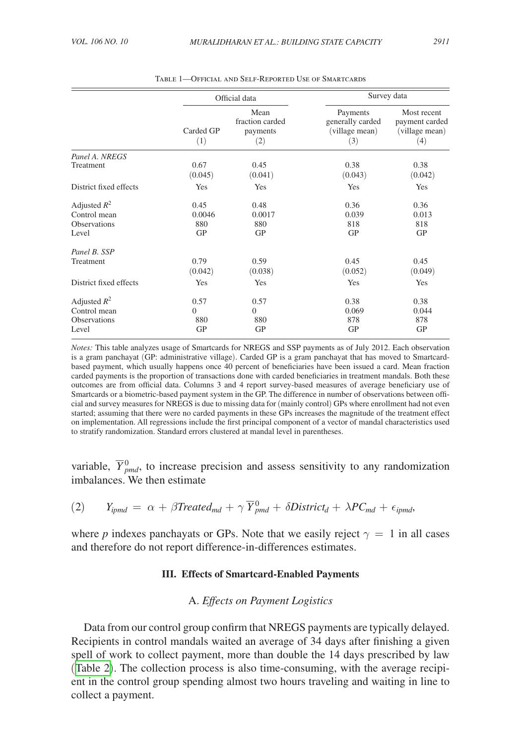Table 1—Official and Self-Reported Use of Smartcards

| | Official data | | Survey data | |
|---|---|---|---|---|
| | Carded GP (1) | Mean fraction carded payments (2) | Payments generally carded (village mean) (3) | Most recent payment carded (village mean) (4) |
| *Panel A. NREGS* | | | | |
| Treatment | 0.67 | 0.45 | 0.38 | 0.38 |
| | (0.045) | (0.041) | (0.043) | (0.042) |
| District fixed effects | Yes | Yes | Yes | Yes |
| Adjusted $R^2$ | 0.45 | 0.48 | 0.36 | 0.36 |
| Control mean | 0.0046 | 0.0017 | 0.039 | 0.013 |
| Observations | 880 | 880 | 818 | 818 |
| Level | GP | GP | GP | GP |
| *Panel B. SSP* | | | | |
| Treatment | 0.79 | 0.59 | 0.45 | 0.45 |
| | (0.042) | (0.038) | (0.052) | (0.049) |
| District fixed effects | Yes | Yes | Yes | Yes |
| Adjusted $R^2$ | 0.57 | 0.57 | 0.38 | 0.38 |
| Control mean | 0 | 0 | 0.069 | 0.044 |
| Observations | 880 | 880 | 878 | 878 |
| Level | GP | GP | GP | GP |

*Notes:* This table analyzes usage of Smartcards for NREGS and SSP payments as of July 2012. Each observation is a gram panchayat (GP: administrative village). Carded GP is a gram panchayat that has moved to Smartcard-based payment, which usually happens once 40 percent of beneficiaries have been issued a card. Mean fraction carded payments is the proportion of transactions done with carded beneficiaries in treatment mandals. Both these outcomes are from official data. Columns 3 and 4 report survey-based measures of average beneficiary use of Smartcards or a biometric-based payment system in the GP. The difference in number of observations between official and survey measures for NREGS is due to missing data for (mainly control) GPs where enrollment had not even started; assuming that there were no carded payments in these GPs increases the magnitude of the treatment effect on implementation. All regressions include the first principal component of a vector of mandal characteristics used to stratify randomization. Standard errors clustered at mandal level in parentheses.

variable, $\overline{Y}^0_{pmd}$, to increase precision and assess sensitivity to any randomization imbalances. We then estimate

$$(2) \qquad Y_{ipmd} = \alpha + \beta Treated_{md} + \gamma \overline{Y}^0_{pmd} + \delta District_d + \lambda PC_{md} + \epsilon_{ipmd},$$

where $p$ indexes panchayats or GPs. Note that we easily reject $\gamma = 1$ in all cases and therefore do not report difference-in-differences estimates.

### III. Effects of Smartcard-Enabled Payments

#### A. *Effects on Payment Logistics*

Data from our control group confirm that NREGS payments are typically delayed. Recipients in control mandals waited an average of 34 days after finishing a given spell of work to collect payment, more than double the 14 days prescribed by law (Table 2). The collection process is also time-consuming, with the average recipient in the control group spending almost two hours traveling and waiting in line to collect a payment.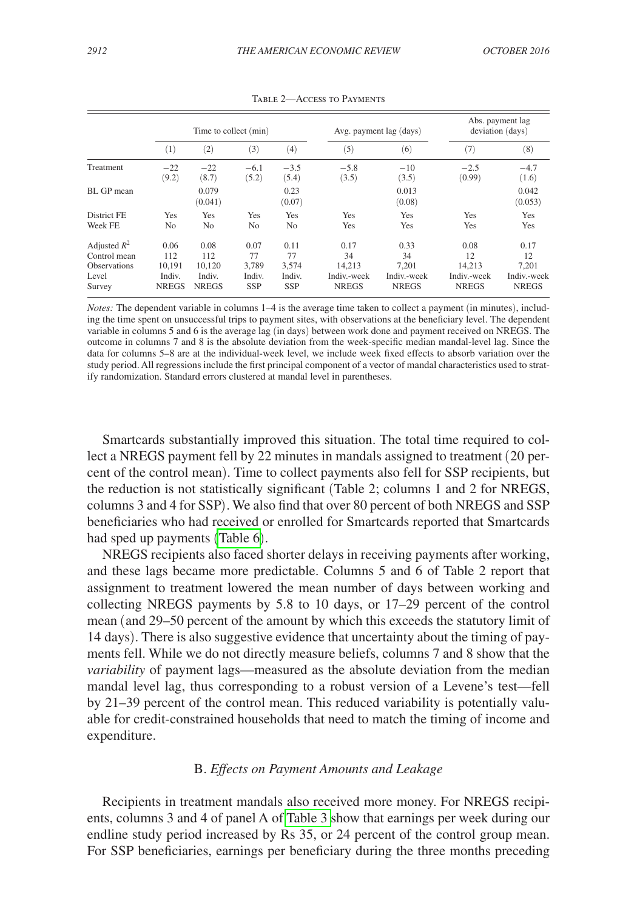Table 2—Access to Payments

| | Time to collect (min) | | | | Avg. payment lag (days) | | Abs. payment lag deviation (days) | |
|---|---|---|---|---|---|---|---|---|
| | (1) | (2) | (3) | (4) | (5) | (6) | (7) | (8) |
| Treatment | −22 | −22 | −6.1 | −3.5 | −5.8 | −10 | −2.5 | −4.7 |
| | (9.2) | (8.7) | (5.2) | (5.4) | (3.5) | (3.5) | (0.99) | (1.6) |
| BL GP mean | | 0.079 | | 0.23 | | 0.013 | | 0.042 |
| | | (0.041) | | (0.07) | | (0.08) | | (0.053) |
| District FE | Yes | Yes | Yes | Yes | Yes | Yes | Yes | Yes |
| Week FE | No | No | No | No | Yes | Yes | Yes | Yes |
| Adjusted $R^2$ | 0.06 | 0.08 | 0.07 | 0.11 | 0.17 | 0.33 | 0.08 | 0.17 |
| Control mean | 112 | 112 | 77 | 77 | 34 | 34 | 12 | 12 |
| Observations | 10,191 | 10,120 | 3,789 | 3,574 | 14,213 | 7,201 | 14,213 | 7,201 |
| Level | Indiv. | Indiv. | Indiv. | Indiv. | Indiv.-week | Indiv.-week | Indiv.-week | Indiv.-week |
| Survey | NREGS | NREGS | SSP | SSP | NREGS | NREGS | NREGS | NREGS |

*Notes:* The dependent variable in columns 1–4 is the average time taken to collect a payment (in minutes), including the time spent on unsuccessful trips to payment sites, with observations at the beneficiary level. The dependent variable in columns 5 and 6 is the average lag (in days) between work done and payment received on NREGS. The outcome in columns 7 and 8 is the absolute deviation from the week-specific median mandal-level lag. Since the data for columns 5–8 are at the individual-week level, we include week fixed effects to absorb variation over the study period. All regressions include the first principal component of a vector of mandal characteristics used to stratify randomization. Standard errors clustered at mandal level in parentheses.

Smartcards substantially improved this situation. The total time required to collect a NREGS payment fell by 22 minutes in mandals assigned to treatment (20 percent of the control mean). Time to collect payments also fell for SSP recipients, but the reduction is not statistically significant (Table 2; columns 1 and 2 for NREGS, columns 3 and 4 for SSP). We also find that over 80 percent of both NREGS and SSP beneficiaries who had received or enrolled for Smartcards reported that Smartcards had sped up payments (Table 6).

NREGS recipients also faced shorter delays in receiving payments after working, and these lags became more predictable. Columns 5 and 6 of Table 2 report that assignment to treatment lowered the mean number of days between working and collecting NREGS payments by 5.8 to 10 days, or 17–29 percent of the control mean (and 29–50 percent of the amount by which this exceeds the statutory limit of 14 days). There is also suggestive evidence that uncertainty about the timing of payments fell. While we do not directly measure beliefs, columns 7 and 8 show that the *variability* of payment lags—measured as the absolute deviation from the median mandal level lag, thus corresponding to a robust version of a Levene's test—fell by 21–39 percent of the control mean. This reduced variability is potentially valuable for credit-constrained households that need to match the timing of income and expenditure.

### B. *Effects on Payment Amounts and Leakage*

Recipients in treatment mandals also received more money. For NREGS recipients, columns 3 and 4 of panel A of Table 3 show that earnings per week during our endline study period increased by Rs 35, or 24 percent of the control group mean. For SSP beneficiaries, earnings per beneficiary during the three months preceding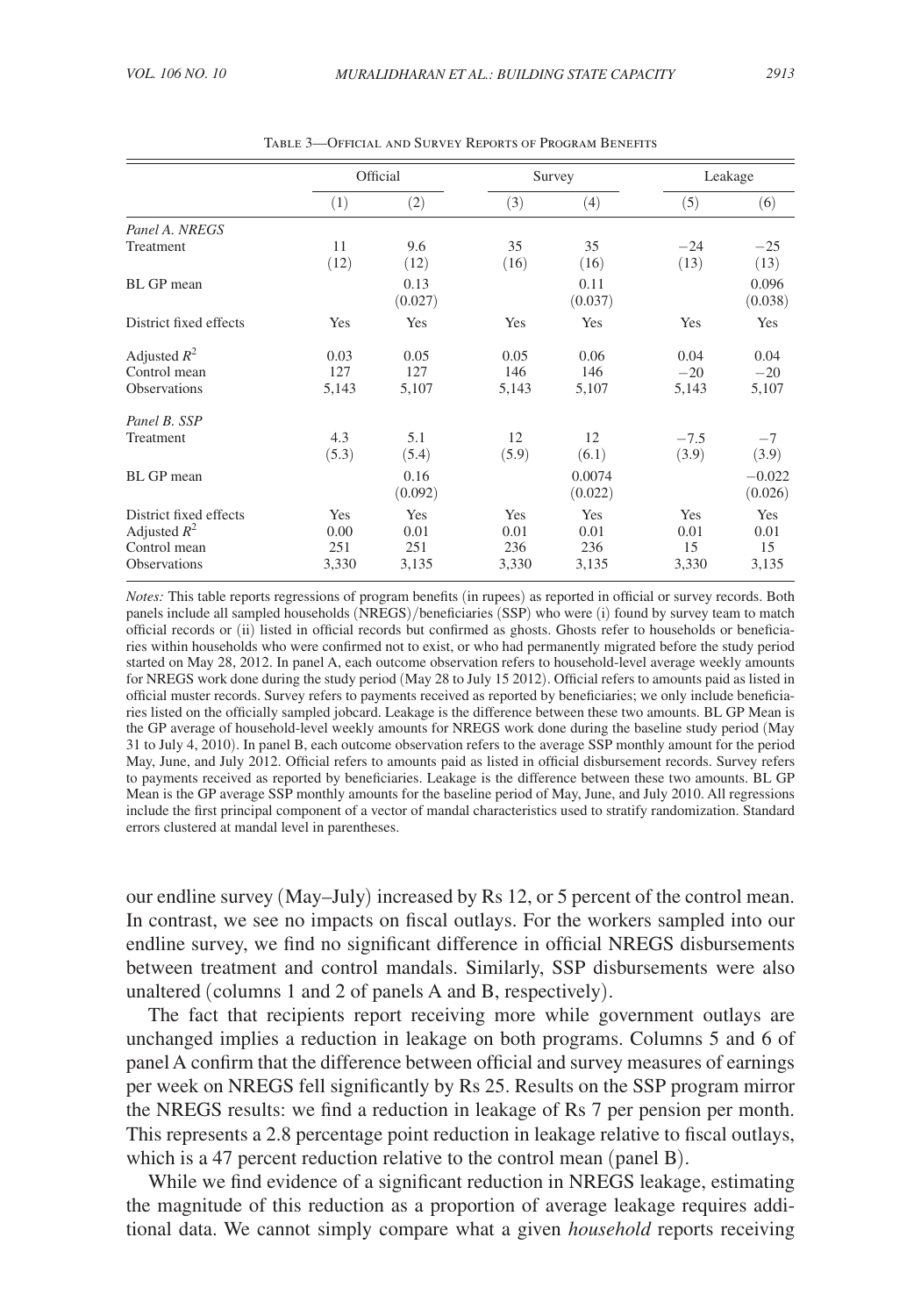Table 3—Official and Survey Reports of Program Benefits

| | Official | | Survey | | Leakage | |
|---|---|---|---|---|---|---|
| | (1) | (2) | (3) | (4) | (5) | (6) |
| *Panel A. NREGS* | | | | | | |
| Treatment | 11 | 9.6 | 35 | 35 | −24 | −25 |
| | (12) | (12) | (16) | (16) | (13) | (13) |
| BL GP mean | | 0.13 | | 0.11 | | 0.096 |
| | | (0.027) | | (0.037) | | (0.038) |
| District fixed effects | Yes | Yes | Yes | Yes | Yes | Yes |
| Adjusted $R^2$ | 0.03 | 0.05 | 0.05 | 0.06 | 0.04 | 0.04 |
| Control mean | 127 | 127 | 146 | 146 | −20 | −20 |
| Observations | 5,143 | 5,107 | 5,143 | 5,107 | 5,143 | 5,107 |
| *Panel B. SSP* | | | | | | |
| Treatment | 4.3 | 5.1 | 12 | 12 | −7.5 | −7 |
| | (5.3) | (5.4) | (5.9) | (6.1) | (3.9) | (3.9) |
| BL GP mean | | 0.16 | | 0.0074 | | −0.022 |
| | | (0.092) | | (0.022) | | (0.026) |
| District fixed effects | Yes | Yes | Yes | Yes | Yes | Yes |
| Adjusted $R^2$ | 0.00 | 0.01 | 0.01 | 0.01 | 0.01 | 0.01 |
| Control mean | 251 | 251 | 236 | 236 | 15 | 15 |
| Observations | 3,330 | 3,135 | 3,330 | 3,135 | 3,330 | 3,135 |

*Notes:* This table reports regressions of program benefits (in rupees) as reported in official or survey records. Both panels include all sampled households (NREGS)/beneficiaries (SSP) who were (i) found by survey team to match official records or (ii) listed in official records but confirmed as ghosts. Ghosts refer to households or beneficiaries within households who were confirmed not to exist, or who had permanently migrated before the study period started on May 28, 2012. In panel A, each outcome observation refers to household-level average weekly amounts for NREGS work done during the study period (May 28 to July 15 2012). Official refers to amounts paid as listed in official muster records. Survey refers to payments received as reported by beneficiaries; we only include beneficiaries listed on the officially sampled jobcard. Leakage is the difference between these two amounts. BL GP Mean is the GP average of household-level weekly amounts for NREGS work done during the baseline study period (May 31 to July 4, 2010). In panel B, each outcome observation refers to the average SSP monthly amount for the period May, June, and July 2012. Official refers to amounts paid as listed in official disbursement records. Survey refers to payments received as reported by beneficiaries. Leakage is the difference between these two amounts. BL GP Mean is the GP average SSP monthly amounts for the baseline period of May, June, and July 2010. All regressions include the first principal component of a vector of mandal characteristics used to stratify randomization. Standard errors clustered at mandal level in parentheses.

our endline survey (May–July) increased by Rs 12, or 5 percent of the control mean. In contrast, we see no impacts on fiscal outlays. For the workers sampled into our endline survey, we find no significant difference in official NREGS disbursements between treatment and control mandals. Similarly, SSP disbursements were also unaltered (columns 1 and 2 of panels A and B, respectively).

The fact that recipients report receiving more while government outlays are unchanged implies a reduction in leakage on both programs. Columns 5 and 6 of panel A confirm that the difference between official and survey measures of earnings per week on NREGS fell significantly by Rs 25. Results on the SSP program mirror the NREGS results: we find a reduction in leakage of Rs 7 per pension per month. This represents a 2.8 percentage point reduction in leakage relative to fiscal outlays, which is a 47 percent reduction relative to the control mean (panel B).

While we find evidence of a significant reduction in NREGS leakage, estimating the magnitude of this reduction as a proportion of average leakage requires additional data. We cannot simply compare what a given *household* reports receiving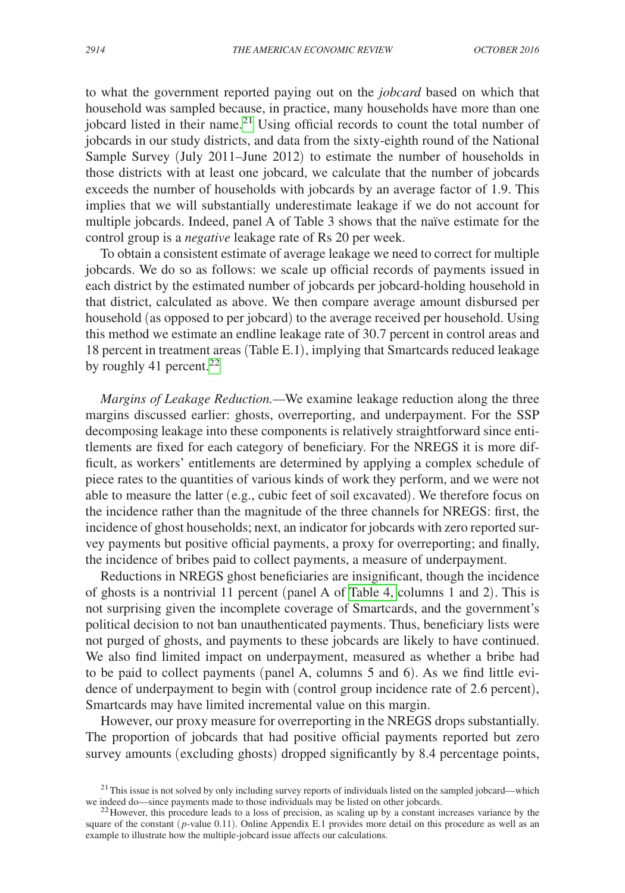to what the government reported paying out on the *jobcard* based on which that household was sampled because, in practice, many households have more than one jobcard listed in their name.[21] Using official records to count the total number of jobcards in our study districts, and data from the sixty-eighth round of the National Sample Survey (July 2011–June 2012) to estimate the number of households in those districts with at least one jobcard, we calculate that the number of jobcards exceeds the number of households with jobcards by an average factor of 1.9. This implies that we will substantially underestimate leakage if we do not account for multiple jobcards. Indeed, panel A of Table 3 shows that the naïve estimate for the control group is a *negative* leakage rate of Rs 20 per week.

To obtain a consistent estimate of average leakage we need to correct for multiple jobcards. We do so as follows: we scale up official records of payments issued in each district by the estimated number of jobcards per jobcard-holding household in that district, calculated as above. We then compare average amount disbursed per household (as opposed to per jobcard) to the average received per household. Using this method we estimate an endline leakage rate of 30.7 percent in control areas and 18 percent in treatment areas (Table E.1), implying that Smartcards reduced leakage by roughly 41 percent.[22]

*Margins of Leakage Reduction.*—We examine leakage reduction along the three margins discussed earlier: ghosts, overreporting, and underpayment. For the SSP decomposing leakage into these components is relatively straightforward since entitlements are fixed for each category of beneficiary. For the NREGS it is more difficult, as workers' entitlements are determined by applying a complex schedule of piece rates to the quantities of various kinds of work they perform, and we were not able to measure the latter (e.g., cubic feet of soil excavated). We therefore focus on the incidence rather than the magnitude of the three channels for NREGS: first, the incidence of ghost households; next, an indicator for jobcards with zero reported survey payments but positive official payments, a proxy for overreporting; and finally, the incidence of bribes paid to collect payments, a measure of underpayment.

Reductions in NREGS ghost beneficiaries are insignificant, though the incidence of ghosts is a nontrivial 11 percent (panel A of Table 4, columns 1 and 2). This is not surprising given the incomplete coverage of Smartcards, and the government's political decision to not ban unauthenticated payments. Thus, beneficiary lists were not purged of ghosts, and payments to these jobcards are likely to have continued. We also find limited impact on underpayment, measured as whether a bribe had to be paid to collect payments (panel A, columns 5 and 6). As we find little evidence of underpayment to begin with (control group incidence rate of 2.6 percent), Smartcards may have limited incremental value on this margin.

However, our proxy measure for overreporting in the NREGS drops substantially. The proportion of jobcards that had positive official payments reported but zero survey amounts (excluding ghosts) dropped significantly by 8.4 percentage points,

[21] This issue is not solved by only including survey reports of individuals listed on the sampled jobcard—which we indeed do—since payments made to those individuals may be listed on other jobcards.

[22] However, this procedure leads to a loss of precision, as scaling up by a constant increases variance by the square of the constant ($p$-value 0.11). Online Appendix E.1 provides more detail on this procedure as well as an example to illustrate how the multiple-jobcard issue affects our calculations.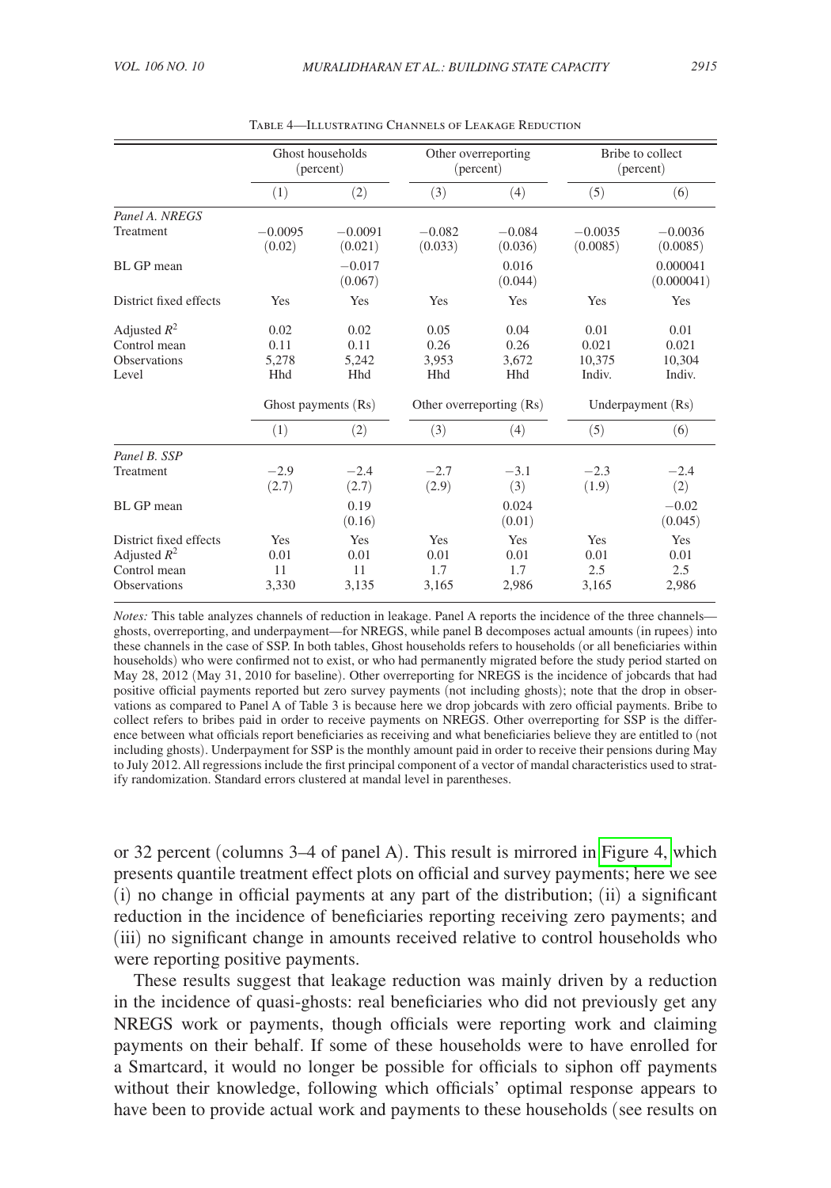Table 4—Illustrating Channels of Leakage Reduction

| | Ghost households (percent) | | Other overreporting (percent) | | Bribe to collect (percent) | |
|---|---|---|---|---|---|---|
| | (1) | (2) | (3) | (4) | (5) | (6) |
| *Panel A. NREGS* | | | | | | |
| Treatment | −0.0095 | −0.0091 | −0.082 | −0.084 | −0.0035 | −0.0036 |
| | (0.02) | (0.021) | (0.033) | (0.036) | (0.0085) | (0.0085) |
| BL GP mean | | −0.017 | | 0.016 | | 0.000041 |
| | | (0.067) | | (0.044) | | (0.000041) |
| District fixed effects | Yes | Yes | Yes | Yes | Yes | Yes |
| Adjusted $R^2$ | 0.02 | 0.02 | 0.05 | 0.04 | 0.01 | 0.01 |
| Control mean | 0.11 | 0.11 | 0.26 | 0.26 | 0.021 | 0.021 |
| Observations | 5,278 | 5,242 | 3,953 | 3,672 | 10,375 | 10,304 |
| Level | Hhd | Hhd | Hhd | Hhd | Indiv. | Indiv. |
| | Ghost payments (Rs) | | Other overreporting (Rs) | | Underpayment (Rs) | |
| | (1) | (2) | (3) | (4) | (5) | (6) |
| *Panel B. SSP* | | | | | | |
| Treatment | −2.9 | −2.4 | −2.7 | −3.1 | −2.3 | −2.4 |
| | (2.7) | (2.7) | (2.9) | (3) | (1.9) | (2) |
| BL GP mean | | 0.19 | | 0.024 | | −0.02 |
| | | (0.16) | | (0.01) | | (0.045) |
| District fixed effects | Yes | Yes | Yes | Yes | Yes | Yes |
| Adjusted $R^2$ | 0.01 | 0.01 | 0.01 | 0.01 | 0.01 | 0.01 |
| Control mean | 11 | 11 | 1.7 | 1.7 | 2.5 | 2.5 |
| Observations | 3,330 | 3,135 | 3,165 | 2,986 | 3,165 | 2,986 |

*Notes:* This table analyzes channels of reduction in leakage. Panel A reports the incidence of the three channels—ghosts, overreporting, and underpayment—for NREGS, while panel B decomposes actual amounts (in rupees) into these channels in the case of SSP. In both tables, Ghost households refers to households (or all beneficiaries within households) who were confirmed not to exist, or who had permanently migrated before the study period started on May 28, 2012 (May 31, 2010 for baseline). Other overreporting for NREGS is the incidence of jobcards that had positive official payments reported but zero survey payments (not including ghosts); note that the drop in observations as compared to Panel A of Table 3 is because here we drop jobcards with zero official payments. Bribe to collect refers to bribes paid in order to receive payments on NREGS. Other overreporting for SSP is the difference between what officials report beneficiaries as receiving and what beneficiaries believe they are entitled to (not including ghosts). Underpayment for SSP is the monthly amount paid in order to receive their pensions during May to July 2012. All regressions include the first principal component of a vector of mandal characteristics used to stratify randomization. Standard errors clustered at mandal level in parentheses.

or 32 percent (columns 3–4 of panel A). This result is mirrored in Figure 4, which presents quantile treatment effect plots on official and survey payments; here we see (i) no change in official payments at any part of the distribution; (ii) a significant reduction in the incidence of beneficiaries reporting receiving zero payments; and (iii) no significant change in amounts received relative to control households who were reporting positive payments.

These results suggest that leakage reduction was mainly driven by a reduction in the incidence of quasi-ghosts: real beneficiaries who did not previously get any NREGS work or payments, though officials were reporting work and claiming payments on their behalf. If some of these households were to have enrolled for a Smartcard, it would no longer be possible for officials to siphon off payments without their knowledge, following which officials' optimal response appears to have been to provide actual work and payments to these households (see results on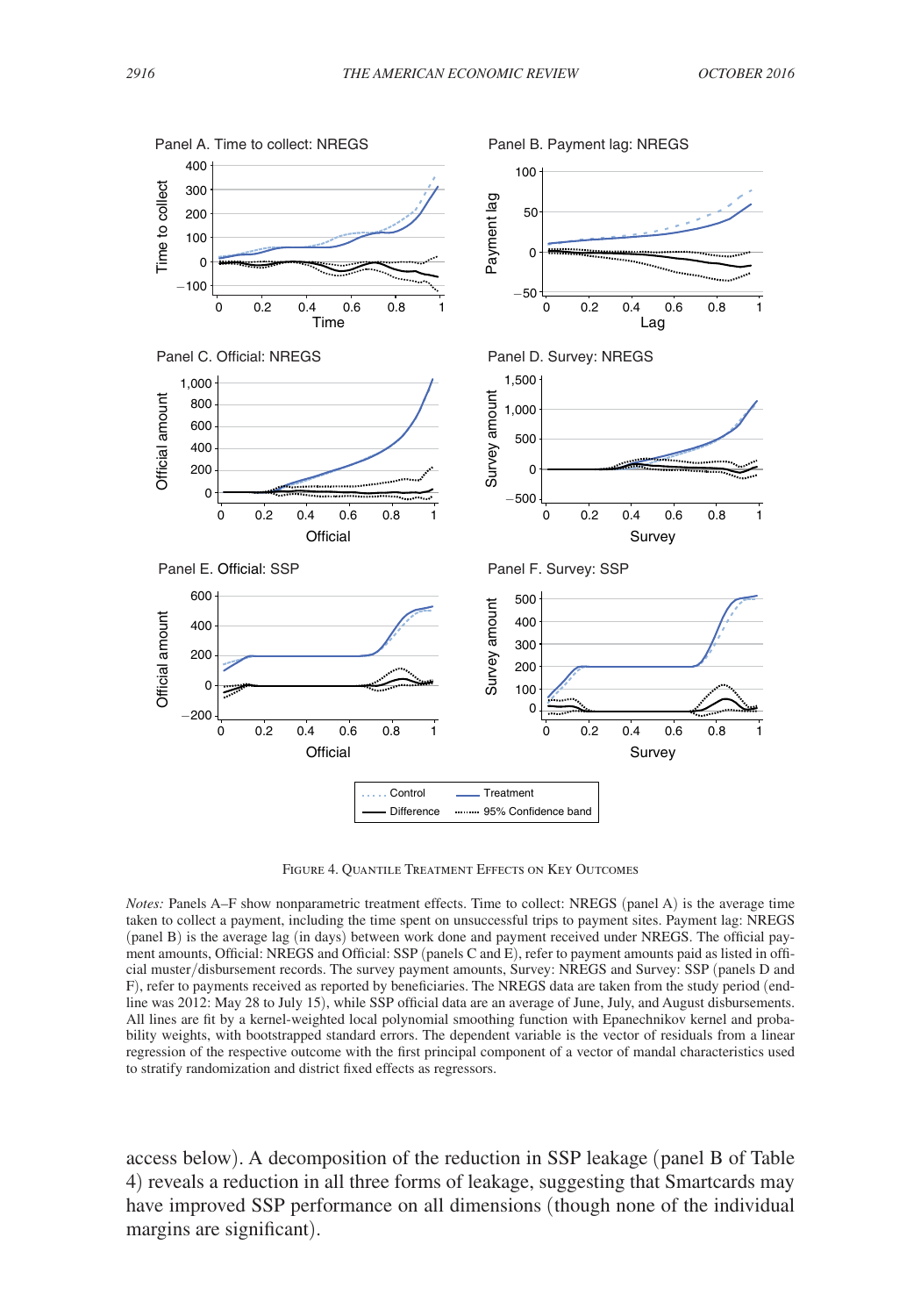Figure 4. Quantile Treatment Effects on Key Outcomes

*Notes:* Panels A–F show nonparametric treatment effects. Time to collect: NREGS (panel A) is the average time taken to collect a payment, including the time spent on unsuccessful trips to payment sites. Payment lag: NREGS (panel B) is the average lag (in days) between work done and payment received under NREGS. The official payment amounts, Official: NREGS and Official: SSP (panels C and E), refer to payment amounts paid as listed in official muster/disbursement records. The survey payment amounts, Survey: NREGS and Survey: SSP (panels D and F), refer to payments received as reported by beneficiaries. The NREGS data are taken from the study period (endline was 2012: May 28 to July 15), while SSP official data are an average of June, July, and August disbursements. All lines are fit by a kernel-weighted local polynomial smoothing function with Epanechnikov kernel and probability weights, with bootstrapped standard errors. The dependent variable is the vector of residuals from a linear regression of the respective outcome with the first principal component of a vector of mandal characteristics used to stratify randomization and district fixed effects as regressors.

access below). A decomposition of the reduction in SSP leakage (panel B of Table 4) reveals a reduction in all three forms of leakage, suggesting that Smartcards may have improved SSP performance on all dimensions (though none of the individual margins are significant).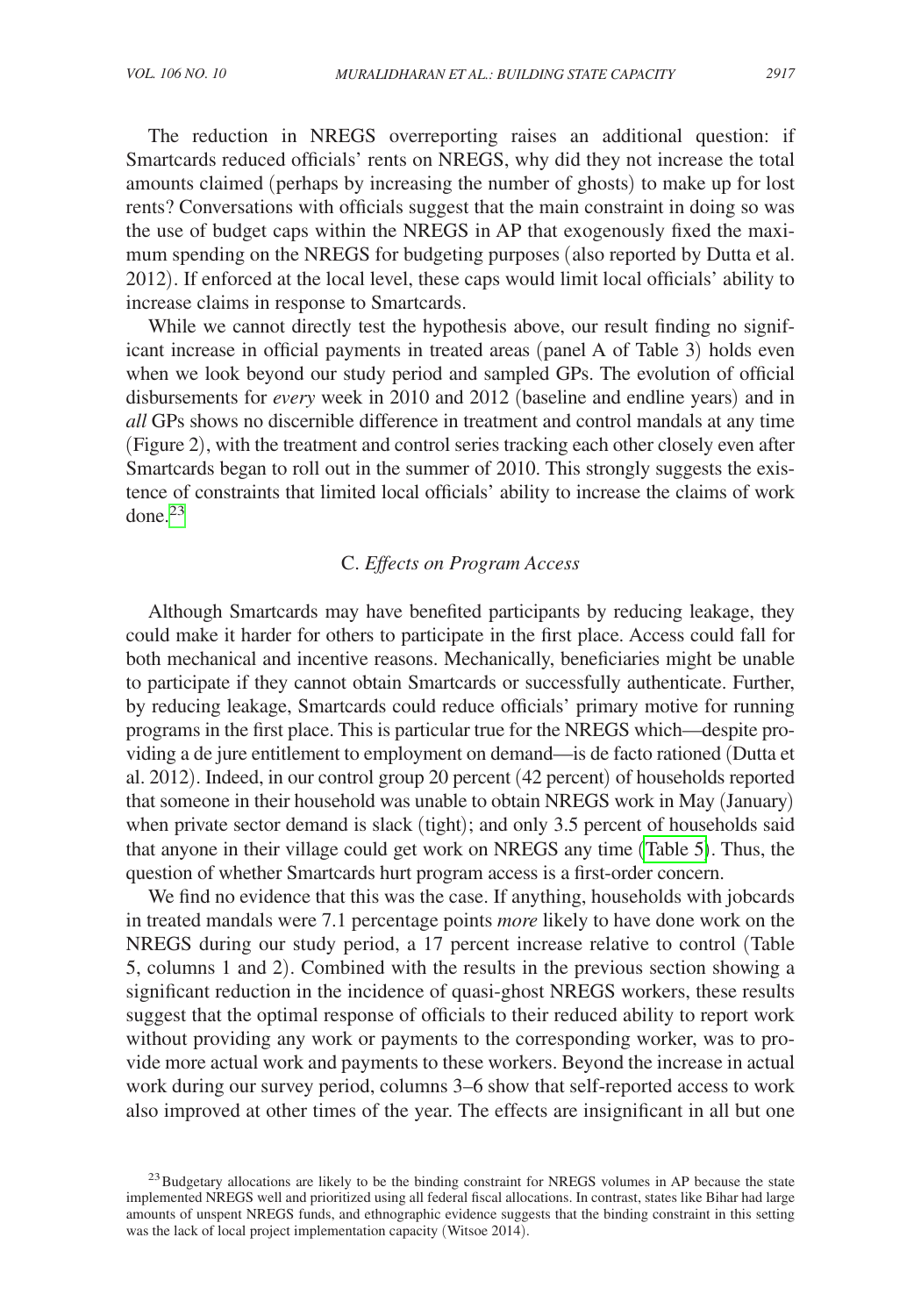The reduction in NREGS overreporting raises an additional question: if Smartcards reduced officials' rents on NREGS, why did they not increase the total amounts claimed (perhaps by increasing the number of ghosts) to make up for lost rents? Conversations with officials suggest that the main constraint in doing so was the use of budget caps within the NREGS in AP that exogenously fixed the maximum spending on the NREGS for budgeting purposes (also reported by Dutta et al. 2012). If enforced at the local level, these caps would limit local officials' ability to increase claims in response to Smartcards.

While we cannot directly test the hypothesis above, our result finding no significant increase in official payments in treated areas (panel A of Table 3) holds even when we look beyond our study period and sampled GPs. The evolution of official disbursements for *every* week in 2010 and 2012 (baseline and endline years) and in *all* GPs shows no discernible difference in treatment and control mandals at any time (Figure 2), with the treatment and control series tracking each other closely even after Smartcards began to roll out in the summer of 2010. This strongly suggests the existence of constraints that limited local officials' ability to increase the claims of work done.[23]

### C. *Effects on Program Access*

Although Smartcards may have benefited participants by reducing leakage, they could make it harder for others to participate in the first place. Access could fall for both mechanical and incentive reasons. Mechanically, beneficiaries might be unable to participate if they cannot obtain Smartcards or successfully authenticate. Further, by reducing leakage, Smartcards could reduce officials' primary motive for running programs in the first place. This is particular true for the NREGS which—despite providing a de jure entitlement to employment on demand—is de facto rationed (Dutta et al. 2012). Indeed, in our control group 20 percent (42 percent) of households reported that someone in their household was unable to obtain NREGS work in May (January) when private sector demand is slack (tight); and only 3.5 percent of households said that anyone in their village could get work on NREGS any time (Table 5). Thus, the question of whether Smartcards hurt program access is a first-order concern.

We find no evidence that this was the case. If anything, households with jobcards in treated mandals were 7.1 percentage points *more* likely to have done work on the NREGS during our study period, a 17 percent increase relative to control (Table 5, columns 1 and 2). Combined with the results in the previous section showing a significant reduction in the incidence of quasi-ghost NREGS workers, these results suggest that the optimal response of officials to their reduced ability to report work without providing any work or payments to the corresponding worker, was to provide more actual work and payments to these workers. Beyond the increase in actual work during our survey period, columns 3–6 show that self-reported access to work also improved at other times of the year. The effects are insignificant in all but one

[23] Budgetary allocations are likely to be the binding constraint for NREGS volumes in AP because the state implemented NREGS well and prioritized using all federal fiscal allocations. In contrast, states like Bihar had large amounts of unspent NREGS funds, and ethnographic evidence suggests that the binding constraint in this setting was the lack of local project implementation capacity (Witsoe 2014).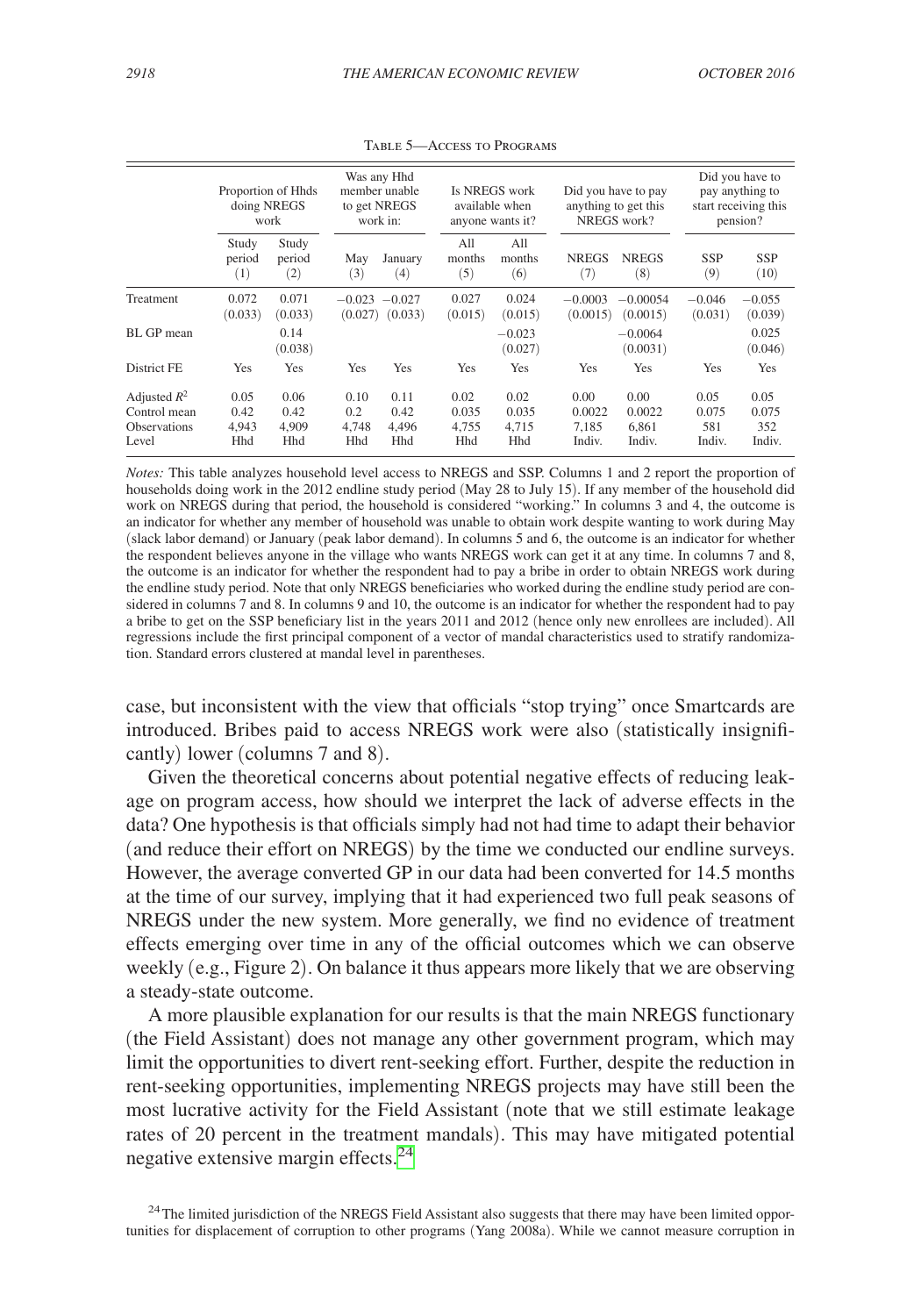Table 5—Access to Programs

| | Proportion of Hhds doing NREGS work | | Was any Hhd member unable to get NREGS work in: | | Is NREGS work available when anyone wants it? | | Did you have to pay anything to get this NREGS work? | | Did you have to pay anything to start receiving this pension? | |
|---|---|---|---|---|---|---|---|---|---|---|
| | Study period (1) | Study period (2) | May (3) | January (4) | All months (5) | All months (6) | NREGS (7) | NREGS (8) | SSP (9) | SSP (10) |
| Treatment | 0.072 (0.033) | 0.071 (0.033) | −0.023 (0.027) | −0.027 (0.033) | 0.027 (0.015) | 0.024 (0.015) | −0.0003 (0.0015) | −0.00054 (0.0015) | −0.046 (0.031) | −0.055 (0.039) |
| BL GP mean | | 0.14 (0.038) | | | | −0.023 (0.027) | | −0.0064 (0.0031) | | 0.025 (0.046) |
| District FE | Yes | Yes | Yes | Yes | Yes | Yes | Yes | Yes | Yes | Yes |
| Adjusted $R^2$ | 0.05 | 0.06 | 0.10 | 0.11 | 0.02 | 0.02 | 0.00 | 0.00 | 0.05 | 0.05 |
| Control mean | 0.42 | 0.42 | 0.2 | 0.42 | 0.035 | 0.035 | 0.0022 | 0.0022 | 0.075 | 0.075 |
| Observations | 4,943 | 4,909 | 4,748 | 4,496 | 4,755 | 4,715 | 7,185 | 6,861 | 581 | 352 |
| Level | Hhd | Hhd | Hhd | Hhd | Hhd | Hhd | Indiv. | Indiv. | Indiv. | Indiv. |

*Notes:* This table analyzes household level access to NREGS and SSP. Columns 1 and 2 report the proportion of households doing work in the 2012 endline study period (May 28 to July 15). If any member of the household did work on NREGS during that period, the household is considered "working." In columns 3 and 4, the outcome is an indicator for whether any member of household was unable to obtain work despite wanting to work during May (slack labor demand) or January (peak labor demand). In columns 5 and 6, the outcome is an indicator for whether the respondent believes anyone in the village who wants NREGS work can get it at any time. In columns 7 and 8, the outcome is an indicator for whether the respondent had to pay a bribe in order to obtain NREGS work during the endline study period. Note that only NREGS beneficiaries who worked during the endline study period are considered in columns 7 and 8. In columns 9 and 10, the outcome is an indicator for whether the respondent had to pay a bribe to get on the SSP beneficiary list in the years 2011 and 2012 (hence only new enrollees are included). All regressions include the first principal component of a vector of mandal characteristics used to stratify randomization. Standard errors clustered at mandal level in parentheses.

case, but inconsistent with the view that officials "stop trying" once Smartcards are introduced. Bribes paid to access NREGS work were also (statistically insignificantly) lower (columns 7 and 8).

Given the theoretical concerns about potential negative effects of reducing leakage on program access, how should we interpret the lack of adverse effects in the data? One hypothesis is that officials simply had not had time to adapt their behavior (and reduce their effort on NREGS) by the time we conducted our endline surveys. However, the average converted GP in our data had been converted for 14.5 months at the time of our survey, implying that it had experienced two full peak seasons of NREGS under the new system. More generally, we find no evidence of treatment effects emerging over time in any of the official outcomes which we can observe weekly (e.g., Figure 2). On balance it thus appears more likely that we are observing a steady-state outcome.

A more plausible explanation for our results is that the main NREGS functionary (the Field Assistant) does not manage any other government program, which may limit the opportunities to divert rent-seeking effort. Further, despite the reduction in rent-seeking opportunities, implementing NREGS projects may have still been the most lucrative activity for the Field Assistant (note that we still estimate leakage rates of 20 percent in the treatment mandals). This may have mitigated potential negative extensive margin effects.[24]

[24] The limited jurisdiction of the NREGS Field Assistant also suggests that there may have been limited opportunities for displacement of corruption to other programs (Yang 2008a). While we cannot measure corruption in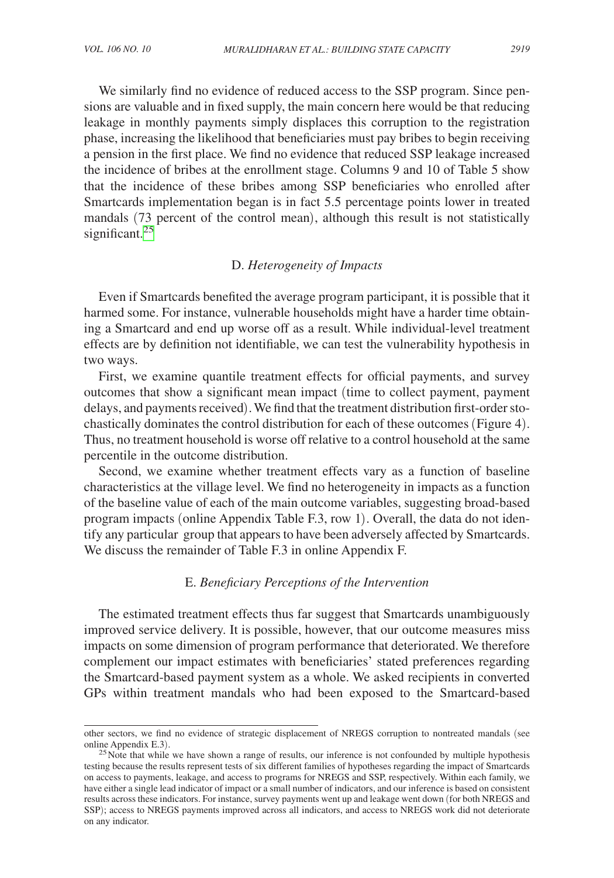We similarly find no evidence of reduced access to the SSP program. Since pensions are valuable and in fixed supply, the main concern here would be that reducing leakage in monthly payments simply displaces this corruption to the registration phase, increasing the likelihood that beneficiaries must pay bribes to begin receiving a pension in the first place. We find no evidence that reduced SSP leakage increased the incidence of bribes at the enrollment stage. Columns 9 and 10 of Table 5 show that the incidence of these bribes among SSP beneficiaries who enrolled after Smartcards implementation began is in fact 5.5 percentage points lower in treated mandals (73 percent of the control mean), although this result is not statistically significant.[25]

### D. *Heterogeneity of Impacts*

Even if Smartcards benefited the average program participant, it is possible that it harmed some. For instance, vulnerable households might have a harder time obtaining a Smartcard and end up worse off as a result. While individual-level treatment effects are by definition not identifiable, we can test the vulnerability hypothesis in two ways.

First, we examine quantile treatment effects for official payments, and survey outcomes that show a significant mean impact (time to collect payment, payment delays, and payments received). We find that the treatment distribution first-order stochastically dominates the control distribution for each of these outcomes (Figure 4). Thus, no treatment household is worse off relative to a control household at the same percentile in the outcome distribution.

Second, we examine whether treatment effects vary as a function of baseline characteristics at the village level. We find no heterogeneity in impacts as a function of the baseline value of each of the main outcome variables, suggesting broad-based program impacts (online Appendix Table F.3, row 1). Overall, the data do not identify any particular group that appears to have been adversely affected by Smartcards. We discuss the remainder of Table F.3 in online Appendix F.

### E. *Beneficiary Perceptions of the Intervention*

The estimated treatment effects thus far suggest that Smartcards unambiguously improved service delivery. It is possible, however, that our outcome measures miss impacts on some dimension of program performance that deteriorated. We therefore complement our impact estimates with beneficiaries' stated preferences regarding the Smartcard-based payment system as a whole. We asked recipients in converted GPs within treatment mandals who had been exposed to the Smartcard-based

---

other sectors, we find no evidence of strategic displacement of NREGS corruption to nontreated mandals (see online Appendix E.3).

[25] Note that while we have shown a range of results, our inference is not confounded by multiple hypothesis testing because the results represent tests of six different families of hypotheses regarding the impact of Smartcards on access to payments, leakage, and access to programs for NREGS and SSP, respectively. Within each family, we have either a single lead indicator of impact or a small number of indicators, and our inference is based on consistent results across these indicators. For instance, survey payments went up and leakage went down (for both NREGS and SSP); access to NREGS payments improved across all indicators, and access to NREGS work did not deteriorate on any indicator.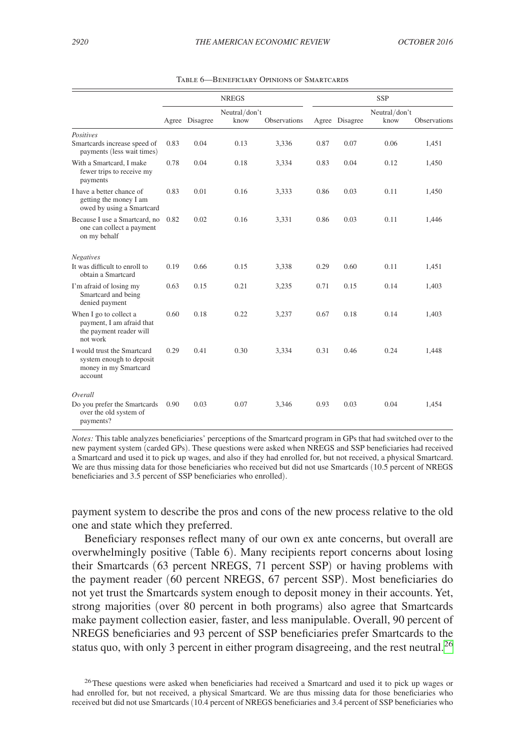Table 6—Beneficiary Opinions of Smartcards

| | NREGS | | | | SSP | | | |
|---|---|---|---|---|---|---|---|---|
| | Agree | Disagree | Neutral/don't know | Observations | Agree | Disagree | Neutral/don't know | Observations |
| *Positives* | | | | | | | | |
| Smartcards increase speed of payments (less wait times) | 0.83 | 0.04 | 0.13 | 3,336 | 0.87 | 0.07 | 0.06 | 1,451 |
| With a Smartcard, I make fewer trips to receive my payments | 0.78 | 0.04 | 0.18 | 3,334 | 0.83 | 0.04 | 0.12 | 1,450 |
| I have a better chance of getting the money I am owed by using a Smartcard | 0.83 | 0.01 | 0.16 | 3,333 | 0.86 | 0.03 | 0.11 | 1,450 |
| Because I use a Smartcard, no one can collect a payment on my behalf | 0.82 | 0.02 | 0.16 | 3,331 | 0.86 | 0.03 | 0.11 | 1,446 |
| *Negatives* | | | | | | | | |
| It was difficult to enroll to obtain a Smartcard | 0.19 | 0.66 | 0.15 | 3,338 | 0.29 | 0.60 | 0.11 | 1,451 |
| I'm afraid of losing my Smartcard and being denied payment | 0.63 | 0.15 | 0.21 | 3,235 | 0.71 | 0.15 | 0.14 | 1,403 |
| When I go to collect a payment, I am afraid that the payment reader will not work | 0.60 | 0.18 | 0.22 | 3,237 | 0.67 | 0.18 | 0.14 | 1,403 |
| I would trust the Smartcard system enough to deposit money in my Smartcard account | 0.29 | 0.41 | 0.30 | 3,334 | 0.31 | 0.46 | 0.24 | 1,448 |
| *Overall* | | | | | | | | |
| Do you prefer the Smartcards over the old system of payments? | 0.90 | 0.03 | 0.07 | 3,346 | 0.93 | 0.03 | 0.04 | 1,454 |

*Notes:* This table analyzes beneficiaries' perceptions of the Smartcard program in GPs that had switched over to the new payment system (carded GPs). These questions were asked when NREGS and SSP beneficiaries had received a Smartcard and used it to pick up wages, and also if they had enrolled for, but not received, a physical Smartcard. We are thus missing data for those beneficiaries who received but did not use Smartcards (10.5 percent of NREGS beneficiaries and 3.5 percent of SSP beneficiaries who enrolled).

payment system to describe the pros and cons of the new process relative to the old one and state which they preferred.

Beneficiary responses reflect many of our own ex ante concerns, but overall are overwhelmingly positive (Table 6). Many recipients report concerns about losing their Smartcards (63 percent NREGS, 71 percent SSP) or having problems with the payment reader (60 percent NREGS, 67 percent SSP). Most beneficiaries do not yet trust the Smartcards system enough to deposit money in their accounts. Yet, strong majorities (over 80 percent in both programs) also agree that Smartcards make payment collection easier, faster, and less manipulable. Overall, 90 percent of NREGS beneficiaries and 93 percent of SSP beneficiaries prefer Smartcards to the status quo, with only 3 percent in either program disagreeing, and the rest neutral.[26]

[26] These questions were asked when beneficiaries had received a Smartcard and used it to pick up wages or had enrolled for, but not received, a physical Smartcard. We are thus missing data for those beneficiaries who received but did not use Smartcards (10.4 percent of NREGS beneficiaries and 3.4 percent of SSP beneficiaries who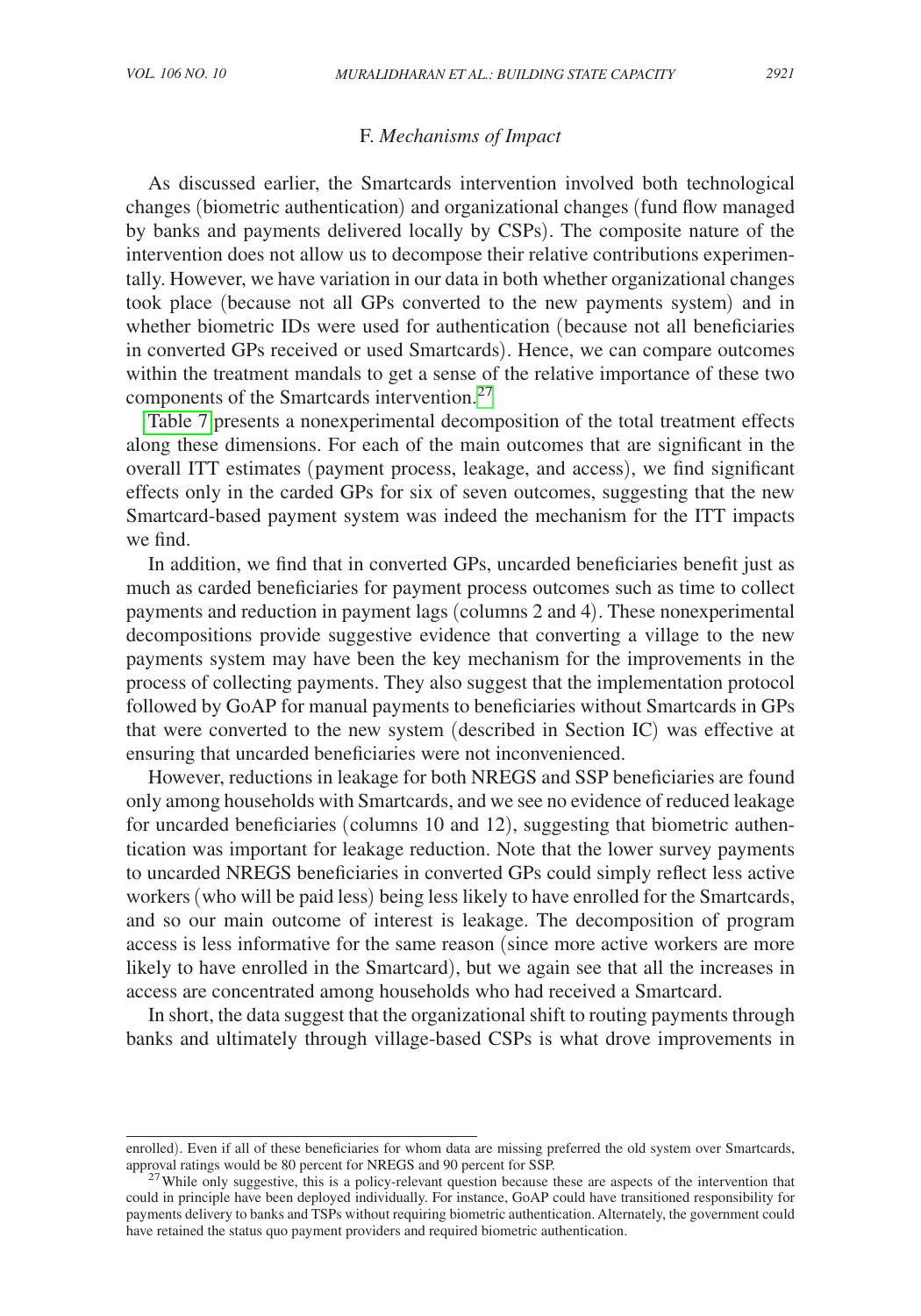### F. *Mechanisms of Impact*

As discussed earlier, the Smartcards intervention involved both technological changes (biometric authentication) and organizational changes (fund flow managed by banks and payments delivered locally by CSPs). The composite nature of the intervention does not allow us to decompose their relative contributions experimentally. However, we have variation in our data in both whether organizational changes took place (because not all GPs converted to the new payments system) and in whether biometric IDs were used for authentication (because not all beneficiaries in converted GPs received or used Smartcards). Hence, we can compare outcomes within the treatment mandals to get a sense of the relative importance of these two components of the Smartcards intervention.[27]

Table 7 presents a nonexperimental decomposition of the total treatment effects along these dimensions. For each of the main outcomes that are significant in the overall ITT estimates (payment process, leakage, and access), we find significant effects only in the carded GPs for six of seven outcomes, suggesting that the new Smartcard-based payment system was indeed the mechanism for the ITT impacts we find.

In addition, we find that in converted GPs, uncarded beneficiaries benefit just as much as carded beneficiaries for payment process outcomes such as time to collect payments and reduction in payment lags (columns 2 and 4). These nonexperimental decompositions provide suggestive evidence that converting a village to the new payments system may have been the key mechanism for the improvements in the process of collecting payments. They also suggest that the implementation protocol followed by GoAP for manual payments to beneficiaries without Smartcards in GPs that were converted to the new system (described in Section IC) was effective at ensuring that uncarded beneficiaries were not inconvenienced.

However, reductions in leakage for both NREGS and SSP beneficiaries are found only among households with Smartcards, and we see no evidence of reduced leakage for uncarded beneficiaries (columns 10 and 12), suggesting that biometric authentication was important for leakage reduction. Note that the lower survey payments to uncarded NREGS beneficiaries in converted GPs could simply reflect less active workers (who will be paid less) being less likely to have enrolled for the Smartcards, and so our main outcome of interest is leakage. The decomposition of program access is less informative for the same reason (since more active workers are more likely to have enrolled in the Smartcard), but we again see that all the increases in access are concentrated among households who had received a Smartcard.

In short, the data suggest that the organizational shift to routing payments through banks and ultimately through village-based CSPs is what drove improvements in

enrolled). Even if all of these beneficiaries for whom data are missing preferred the old system over Smartcards, approval ratings would be 80 percent for NREGS and 90 percent for SSP.

[27] While only suggestive, this is a policy-relevant question because these are aspects of the intervention that could in principle have been deployed individually. For instance, GoAP could have transitioned responsibility for payments delivery to banks and TSPs without requiring biometric authentication. Alternately, the government could have retained the status quo payment providers and required biometric authentication.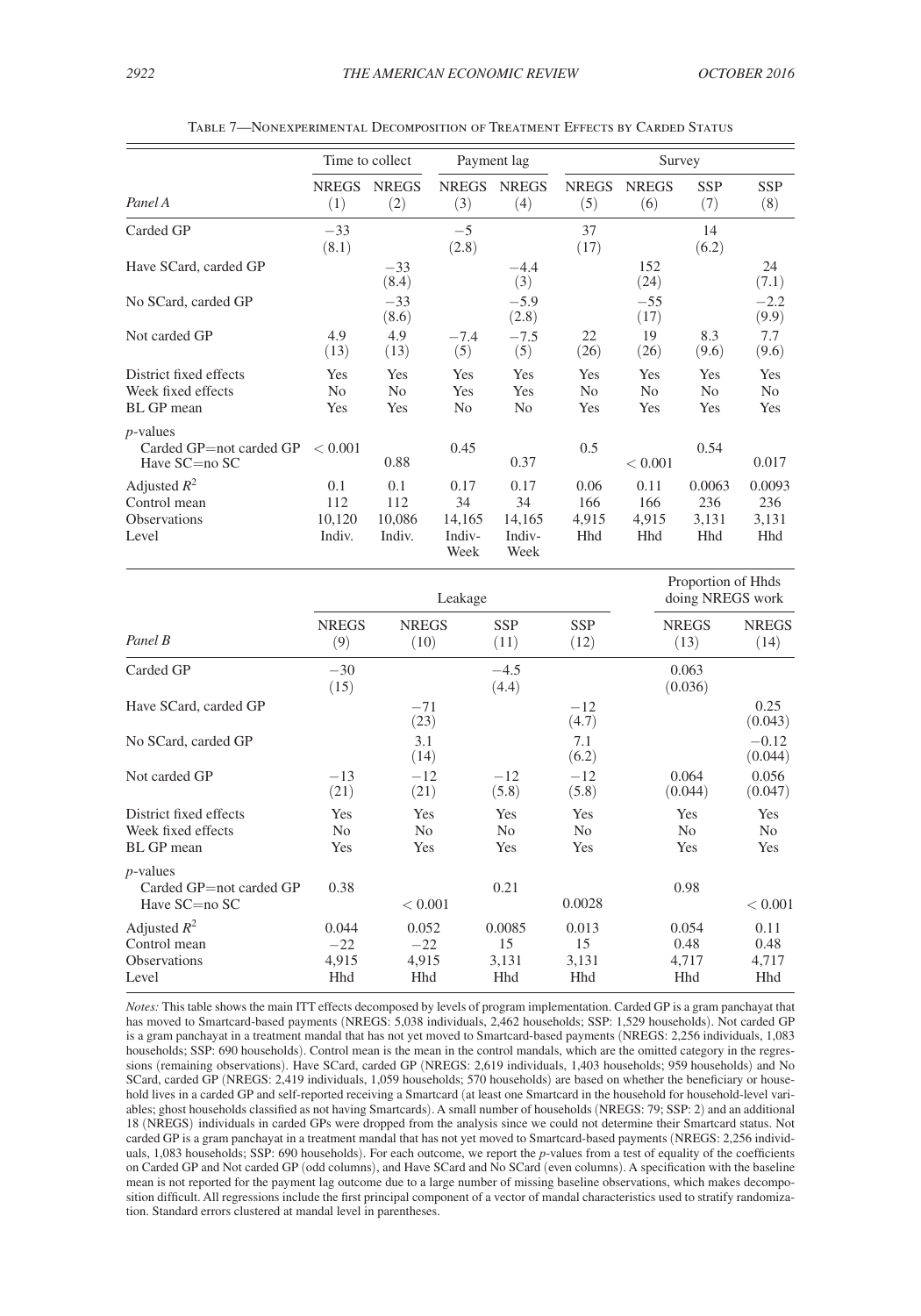Table 7—Nonexperimental Decomposition of Treatment Effects by Carded Status

| | Time to collect | | Payment lag | | Survey | | | |
|---|---|---|---|---|---|---|---|---|
| *Panel A* | NREGS (1) | NREGS (2) | NREGS (3) | NREGS (4) | NREGS (5) | NREGS (6) | SSP (7) | SSP (8) |
| Carded GP | −33 (8.1) | | −5 (2.8) | | 37 (17) | | 14 (6.2) | |
| Have SCard, carded GP | | −33 (8.4) | | −4.4 (3) | | 152 (24) | | 24 (7.1) |
| No SCard, carded GP | | −33 (8.6) | | −5.9 (2.8) | | −55 (17) | | −2.2 (9.9) |
| Not carded GP | 4.9 (13) | 4.9 (13) | −7.4 (5) | −7.5 (5) | 22 (26) | 19 (26) | 8.3 (9.6) | 7.7 (9.6) |
| District fixed effects | Yes | Yes | Yes | Yes | Yes | Yes | Yes | Yes |
| Week fixed effects | No | No | Yes | Yes | No | No | No | No |
| BL GP mean | Yes | Yes | No | No | Yes | Yes | Yes | Yes |
| *p*-values | | | | | | | | |
| Carded GP=not carded GP | < 0.001 | | 0.45 | | 0.5 | | 0.54 | |
| Have SC=no SC | | 0.88 | | 0.37 | | < 0.001 | | 0.017 |
| Adjusted $R^2$ | 0.1 | 0.1 | 0.17 | 0.17 | 0.06 | 0.11 | 0.0063 | 0.0093 |
| Control mean | 112 | 112 | 34 | 34 | 166 | 166 | 236 | 236 |
| Observations | 10,120 | 10,086 | 14,165 | 14,165 | 4,915 | 4,915 | 3,131 | 3,131 |
| Level | Indiv. | Indiv. | Indiv-Week | Indiv-Week | Hhd | Hhd | Hhd | Hhd |

| | Leakage | | | | Proportion of Hhds doing NREGS work | |
|---|---|---|---|---|---|---|
| *Panel B* | NREGS (9) | NREGS (10) | SSP (11) | SSP (12) | NREGS (13) | NREGS (14) |
| Carded GP | −30 (15) | | −4.5 (4.4) | | 0.063 (0.036) | |
| Have SCard, carded GP | | −71 (23) | | −12 (4.7) | | 0.25 (0.043) |
| No SCard, carded GP | | 3.1 (14) | | 7.1 (6.2) | | −0.12 (0.044) |
| Not carded GP | −13 (21) | −12 (21) | −12 (5.8) | −12 (5.8) | 0.064 (0.044) | 0.056 (0.047) |
| District fixed effects | Yes | Yes | Yes | Yes | Yes | Yes |
| Week fixed effects | No | No | No | No | No | No |
| BL GP mean | Yes | Yes | Yes | Yes | Yes | Yes |
| *p*-values | | | | | | |
| Carded GP=not carded GP | 0.38 | | 0.21 | | 0.98 | |
| Have SC=no SC | | < 0.001 | | 0.0028 | | < 0.001 |
| Adjusted $R^2$ | 0.044 | 0.052 | 0.0085 | 0.013 | 0.054 | 0.11 |
| Control mean | −22 | −22 | 15 | 15 | 0.48 | 0.48 |
| Observations | 4,915 | 4,915 | 3,131 | 3,131 | 4,717 | 4,717 |
| Level | Hhd | Hhd | Hhd | Hhd | Hhd | Hhd |

*Notes:* This table shows the main ITT effects decomposed by levels of program implementation. Carded GP is a gram panchayat that has moved to Smartcard-based payments (NREGS: 5,038 individuals, 2,462 households; SSP: 1,529 households). Not carded GP is a gram panchayat in a treatment mandal that has not yet moved to Smartcard-based payments (NREGS: 2,256 individuals, 1,083 households; SSP: 690 households). Control mean is the mean in the control mandals, which are the omitted category in the regressions (remaining observations). Have SCard, carded GP (NREGS: 2,619 individuals, 1,403 households; 959 households) and No SCard, carded GP (NREGS: 2,419 individuals, 1,059 households; 570 households) are based on whether the beneficiary or household lives in a carded GP and self-reported receiving a Smartcard (at least one Smartcard in the household for household-level variables; ghost households classified as not having Smartcards). A small number of households (NREGS: 79; SSP: 2) and an additional 18 (NREGS) individuals in carded GPs were dropped from the analysis since we could not determine their Smartcard status. Not carded GP is a gram panchayat in a treatment mandal that has not yet moved to Smartcard-based payments (NREGS: 2,256 individuals, 1,083 households; SSP: 690 households). For each outcome, we report the *p*-values from a test of equality of the coefficients on Carded GP and Not carded GP (odd columns), and Have SCard and No SCard (even columns). A specification with the baseline mean is not reported for the payment lag outcome due to a large number of missing baseline observations, which makes decomposition difficult. All regressions include the first principal component of a vector of mandal characteristics used to stratify randomization. Standard errors clustered at mandal level in parentheses.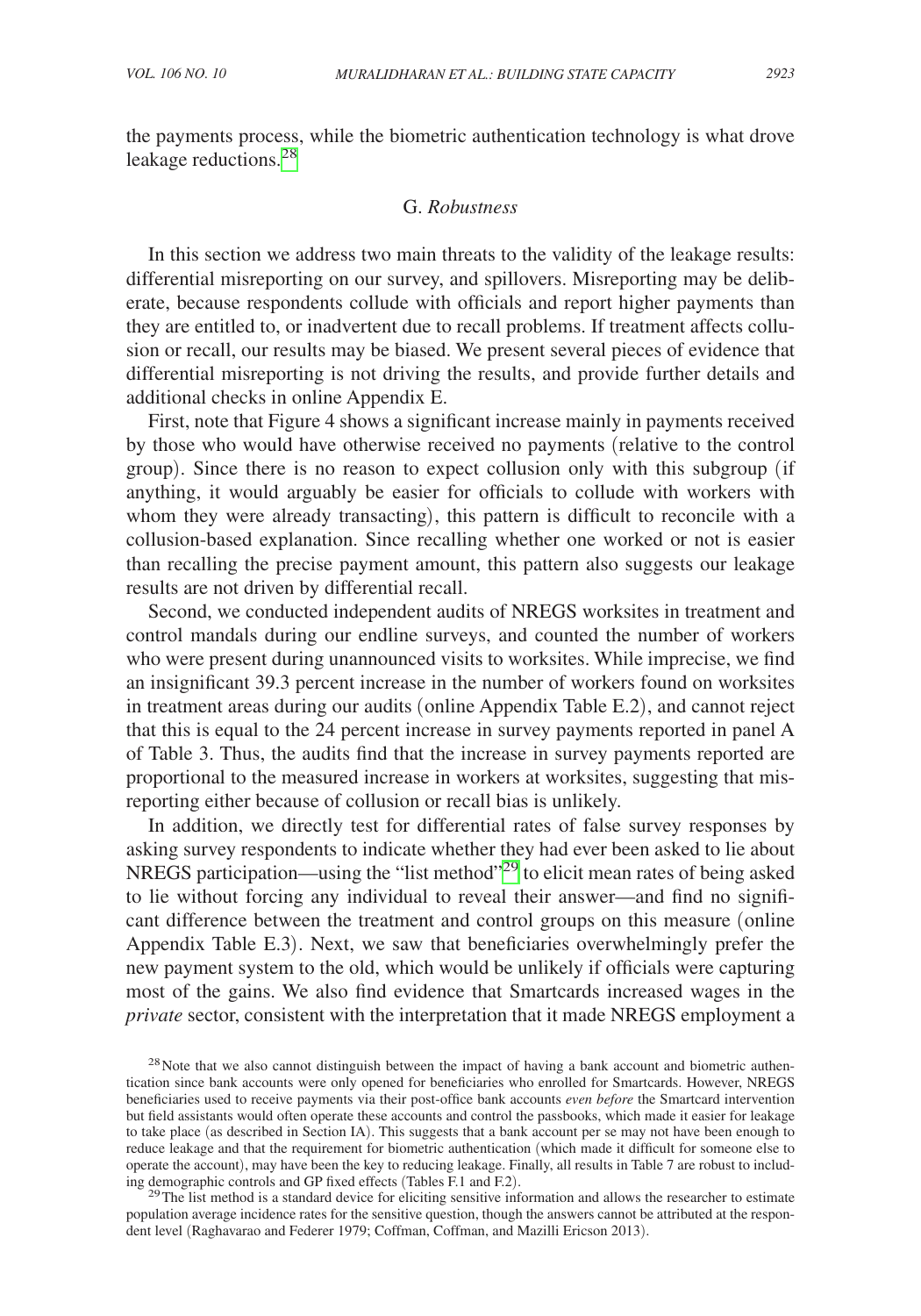the payments process, while the biometric authentication technology is what drove leakage reductions.[28]

### G. *Robustness*

In this section we address two main threats to the validity of the leakage results: differential misreporting on our survey, and spillovers. Misreporting may be deliberate, because respondents collude with officials and report higher payments than they are entitled to, or inadvertent due to recall problems. If treatment affects collusion or recall, our results may be biased. We present several pieces of evidence that differential misreporting is not driving the results, and provide further details and additional checks in online Appendix E.

First, note that Figure 4 shows a significant increase mainly in payments received by those who would have otherwise received no payments (relative to the control group). Since there is no reason to expect collusion only with this subgroup (if anything, it would arguably be easier for officials to collude with workers with whom they were already transacting), this pattern is difficult to reconcile with a collusion-based explanation. Since recalling whether one worked or not is easier than recalling the precise payment amount, this pattern also suggests our leakage results are not driven by differential recall.

Second, we conducted independent audits of NREGS worksites in treatment and control mandals during our endline surveys, and counted the number of workers who were present during unannounced visits to worksites. While imprecise, we find an insignificant 39.3 percent increase in the number of workers found on worksites in treatment areas during our audits (online Appendix Table E.2), and cannot reject that this is equal to the 24 percent increase in survey payments reported in panel A of Table 3. Thus, the audits find that the increase in survey payments reported are proportional to the measured increase in workers at worksites, suggesting that misreporting either because of collusion or recall bias is unlikely.

In addition, we directly test for differential rates of false survey responses by asking survey respondents to indicate whether they had ever been asked to lie about NREGS participation—using the "list method"[29] to elicit mean rates of being asked to lie without forcing any individual to reveal their answer—and find no significant difference between the treatment and control groups on this measure (online Appendix Table E.3). Next, we saw that beneficiaries overwhelmingly prefer the new payment system to the old, which would be unlikely if officials were capturing most of the gains. We also find evidence that Smartcards increased wages in the *private* sector, consistent with the interpretation that it made NREGS employment a

[28] Note that we also cannot distinguish between the impact of having a bank account and biometric authentication since bank accounts were only opened for beneficiaries who enrolled for Smartcards. However, NREGS beneficiaries used to receive payments via their post-office bank accounts *even before* the Smartcard intervention but field assistants would often operate these accounts and control the passbooks, which made it easier for leakage to take place (as described in Section IA). This suggests that a bank account per se may not have been enough to reduce leakage and that the requirement for biometric authentication (which made it difficult for someone else to operate the account), may have been the key to reducing leakage. Finally, all results in Table 7 are robust to including demographic controls and GP fixed effects (Tables F.1 and F.2).

[29] The list method is a standard device for eliciting sensitive information and allows the researcher to estimate population average incidence rates for the sensitive question, though the answers cannot be attributed at the respondent level (Raghavarao and Federer 1979; Coffman, Coffman, and Mazilli Ericson 2013).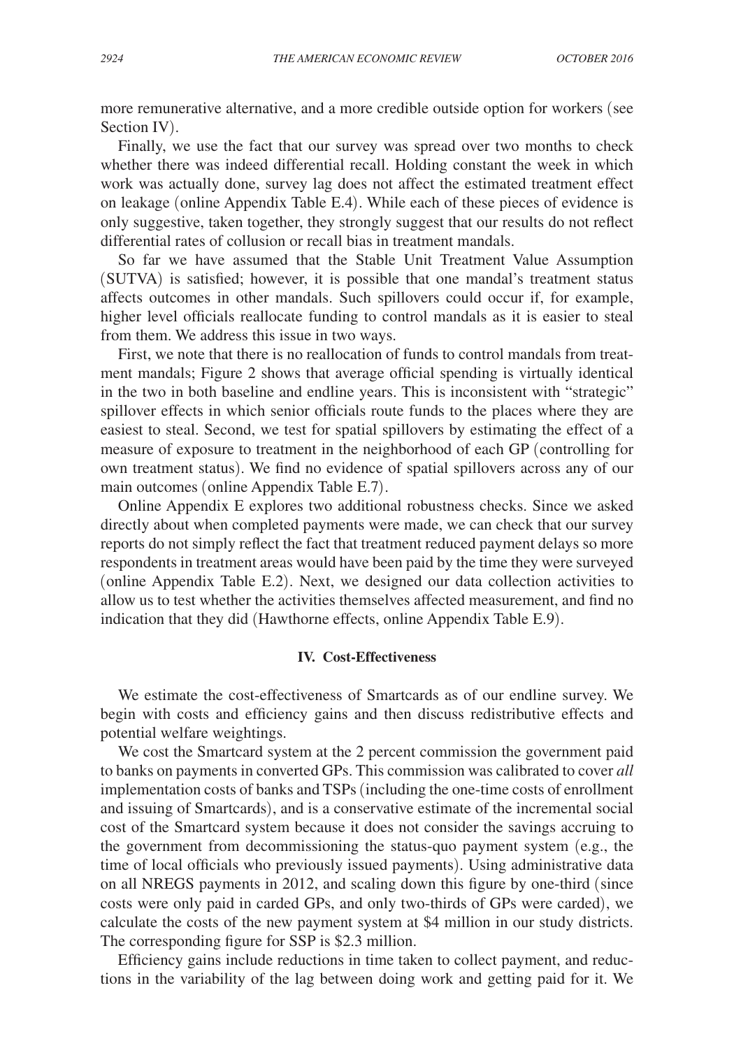more remunerative alternative, and a more credible outside option for workers (see Section IV).

Finally, we use the fact that our survey was spread over two months to check whether there was indeed differential recall. Holding constant the week in which work was actually done, survey lag does not affect the estimated treatment effect on leakage (online Appendix Table E.4). While each of these pieces of evidence is only suggestive, taken together, they strongly suggest that our results do not reflect differential rates of collusion or recall bias in treatment mandals.

So far we have assumed that the Stable Unit Treatment Value Assumption (SUTVA) is satisfied; however, it is possible that one mandal's treatment status affects outcomes in other mandals. Such spillovers could occur if, for example, higher level officials reallocate funding to control mandals as it is easier to steal from them. We address this issue in two ways.

First, we note that there is no reallocation of funds to control mandals from treatment mandals; Figure 2 shows that average official spending is virtually identical in the two in both baseline and endline years. This is inconsistent with "strategic" spillover effects in which senior officials route funds to the places where they are easiest to steal. Second, we test for spatial spillovers by estimating the effect of a measure of exposure to treatment in the neighborhood of each GP (controlling for own treatment status). We find no evidence of spatial spillovers across any of our main outcomes (online Appendix Table E.7).

Online Appendix E explores two additional robustness checks. Since we asked directly about when completed payments were made, we can check that our survey reports do not simply reflect the fact that treatment reduced payment delays so more respondents in treatment areas would have been paid by the time they were surveyed (online Appendix Table E.2). Next, we designed our data collection activities to allow us to test whether the activities themselves affected measurement, and find no indication that they did (Hawthorne effects, online Appendix Table E.9).

## IV. Cost-Effectiveness

We estimate the cost-effectiveness of Smartcards as of our endline survey. We begin with costs and efficiency gains and then discuss redistributive effects and potential welfare weightings.

We cost the Smartcard system at the 2 percent commission the government paid to banks on payments in converted GPs. This commission was calibrated to cover *all* implementation costs of banks and TSPs (including the one-time costs of enrollment and issuing of Smartcards), and is a conservative estimate of the incremental social cost of the Smartcard system because it does not consider the savings accruing to the government from decommissioning the status-quo payment system (e.g., the time of local officials who previously issued payments). Using administrative data on all NREGS payments in 2012, and scaling down this figure by one-third (since costs were only paid in carded GPs, and only two-thirds of GPs were carded), we calculate the costs of the new payment system at \$4 million in our study districts. The corresponding figure for SSP is \$2.3 million.

Efficiency gains include reductions in time taken to collect payment, and reductions in the variability of the lag between doing work and getting paid for it. We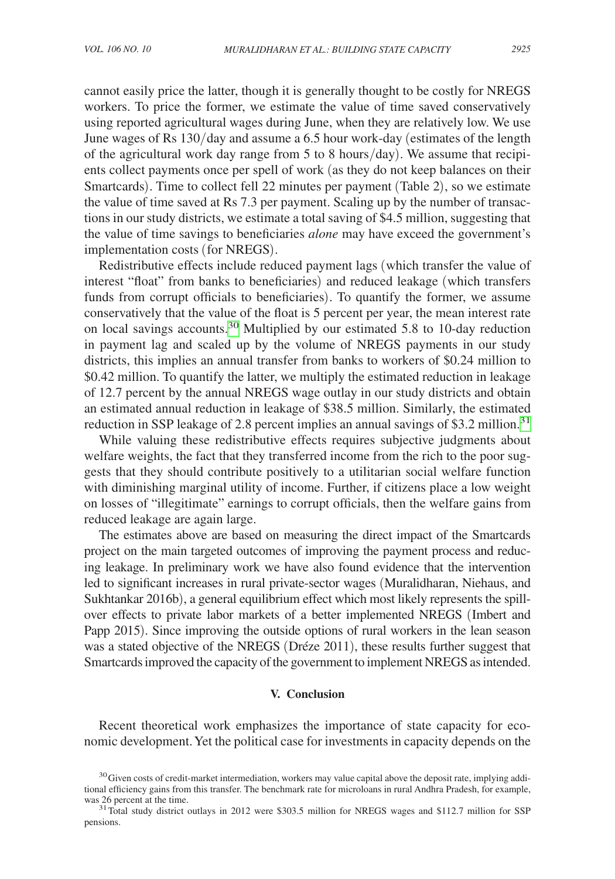cannot easily price the latter, though it is generally thought to be costly for NREGS workers. To price the former, we estimate the value of time saved conservatively using reported agricultural wages during June, when they are relatively low. We use June wages of Rs 130/day and assume a 6.5 hour work-day (estimates of the length of the agricultural work day range from 5 to 8 hours/day). We assume that recipients collect payments once per spell of work (as they do not keep balances on their Smartcards). Time to collect fell 22 minutes per payment (Table 2), so we estimate the value of time saved at Rs 7.3 per payment. Scaling up by the number of transactions in our study districts, we estimate a total saving of $4.5 million, suggesting that the value of time savings to beneficiaries *alone* may have exceed the government's implementation costs (for NREGS).

Redistributive effects include reduced payment lags (which transfer the value of interest "float" from banks to beneficiaries) and reduced leakage (which transfers funds from corrupt officials to beneficiaries). To quantify the former, we assume conservatively that the value of the float is 5 percent per year, the mean interest rate on local savings accounts.[30] Multiplied by our estimated 5.8 to 10-day reduction in payment lag and scaled up by the volume of NREGS payments in our study districts, this implies an annual transfer from banks to workers of $0.24 million to $0.42 million. To quantify the latter, we multiply the estimated reduction in leakage of 12.7 percent by the annual NREGS wage outlay in our study districts and obtain an estimated annual reduction in leakage of $38.5 million. Similarly, the estimated reduction in SSP leakage of 2.8 percent implies an annual savings of $3.2 million.[31]

While valuing these redistributive effects requires subjective judgments about welfare weights, the fact that they transferred income from the rich to the poor suggests that they should contribute positively to a utilitarian social welfare function with diminishing marginal utility of income. Further, if citizens place a low weight on losses of "illegitimate" earnings to corrupt officials, then the welfare gains from reduced leakage are again large.

The estimates above are based on measuring the direct impact of the Smartcards project on the main targeted outcomes of improving the payment process and reducing leakage. In preliminary work we have also found evidence that the intervention led to significant increases in rural private-sector wages (Muralidharan, Niehaus, and Sukhtankar 2016b), a general equilibrium effect which most likely represents the spillover effects to private labor markets of a better implemented NREGS (Imbert and Papp 2015). Since improving the outside options of rural workers in the lean season was a stated objective of the NREGS (Dréze 2011), these results further suggest that Smartcards improved the capacity of the government to implement NREGS as intended.

## V. Conclusion

Recent theoretical work emphasizes the importance of state capacity for economic development. Yet the political case for investments in capacity depends on the

[30] Given costs of credit-market intermediation, workers may value capital above the deposit rate, implying additional efficiency gains from this transfer. The benchmark rate for microloans in rural Andhra Pradesh, for example, was 26 percent at the time.

[31] Total study district outlays in 2012 were $303.5 million for NREGS wages and $112.7 million for SSP pensions.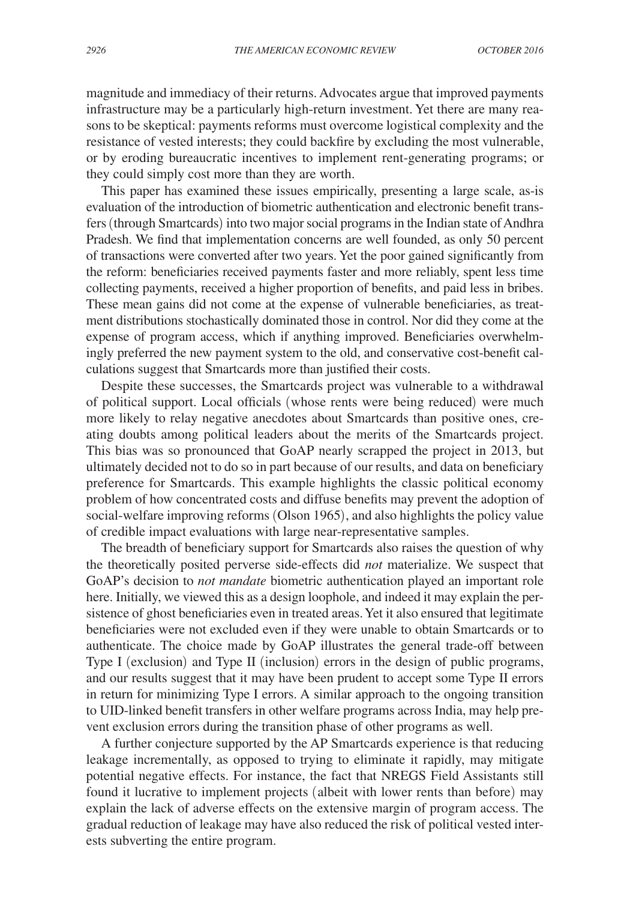magnitude and immediacy of their returns. Advocates argue that improved payments infrastructure may be a particularly high-return investment. Yet there are many reasons to be skeptical: payments reforms must overcome logistical complexity and the resistance of vested interests; they could backfire by excluding the most vulnerable, or by eroding bureaucratic incentives to implement rent-generating programs; or they could simply cost more than they are worth.

This paper has examined these issues empirically, presenting a large scale, as-is evaluation of the introduction of biometric authentication and electronic benefit transfers (through Smartcards) into two major social programs in the Indian state of Andhra Pradesh. We find that implementation concerns are well founded, as only 50 percent of transactions were converted after two years. Yet the poor gained significantly from the reform: beneficiaries received payments faster and more reliably, spent less time collecting payments, received a higher proportion of benefits, and paid less in bribes. These mean gains did not come at the expense of vulnerable beneficiaries, as treatment distributions stochastically dominated those in control. Nor did they come at the expense of program access, which if anything improved. Beneficiaries overwhelmingly preferred the new payment system to the old, and conservative cost-benefit calculations suggest that Smartcards more than justified their costs.

Despite these successes, the Smartcards project was vulnerable to a withdrawal of political support. Local officials (whose rents were being reduced) were much more likely to relay negative anecdotes about Smartcards than positive ones, creating doubts among political leaders about the merits of the Smartcards project. This bias was so pronounced that GoAP nearly scrapped the project in 2013, but ultimately decided not to do so in part because of our results, and data on beneficiary preference for Smartcards. This example highlights the classic political economy problem of how concentrated costs and diffuse benefits may prevent the adoption of social-welfare improving reforms (Olson 1965), and also highlights the policy value of credible impact evaluations with large near-representative samples.

The breadth of beneficiary support for Smartcards also raises the question of why the theoretically posited perverse side-effects did *not* materialize. We suspect that GoAP's decision to *not mandate* biometric authentication played an important role here. Initially, we viewed this as a design loophole, and indeed it may explain the persistence of ghost beneficiaries even in treated areas. Yet it also ensured that legitimate beneficiaries were not excluded even if they were unable to obtain Smartcards or to authenticate. The choice made by GoAP illustrates the general trade-off between Type I (exclusion) and Type II (inclusion) errors in the design of public programs, and our results suggest that it may have been prudent to accept some Type II errors in return for minimizing Type I errors. A similar approach to the ongoing transition to UID-linked benefit transfers in other welfare programs across India, may help prevent exclusion errors during the transition phase of other programs as well.

A further conjecture supported by the AP Smartcards experience is that reducing leakage incrementally, as opposed to trying to eliminate it rapidly, may mitigate potential negative effects. For instance, the fact that NREGS Field Assistants still found it lucrative to implement projects (albeit with lower rents than before) may explain the lack of adverse effects on the extensive margin of program access. The gradual reduction of leakage may have also reduced the risk of political vested interests subverting the entire program.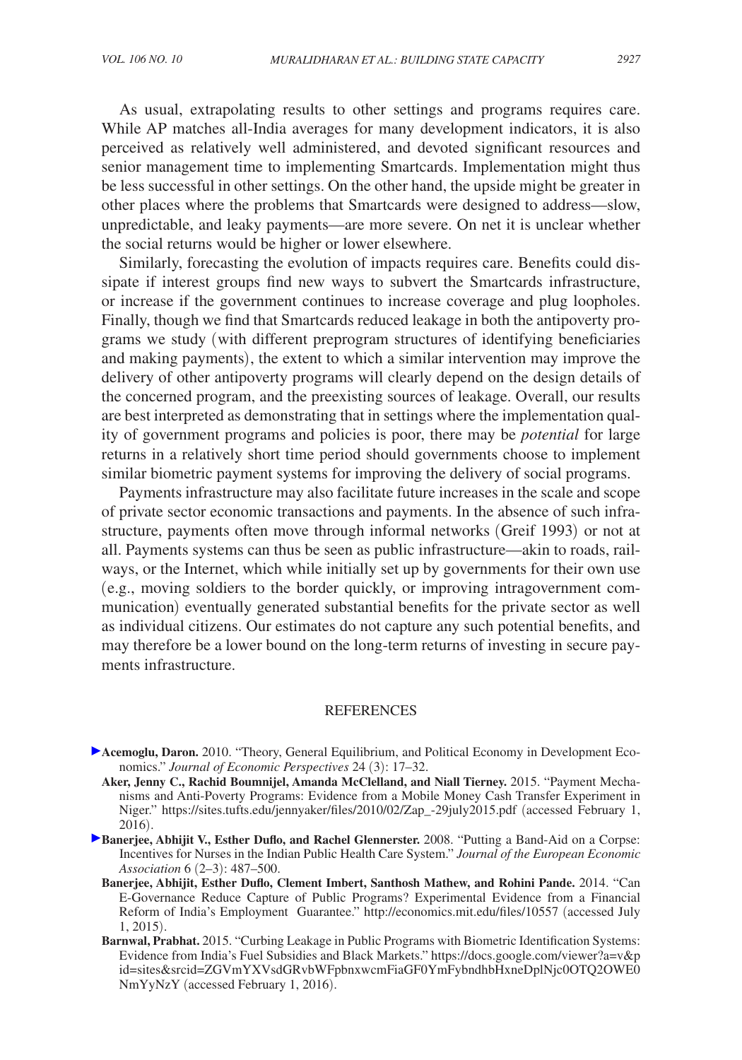As usual, extrapolating results to other settings and programs requires care. While AP matches all-India averages for many development indicators, it is also perceived as relatively well administered, and devoted significant resources and senior management time to implementing Smartcards. Implementation might thus be less successful in other settings. On the other hand, the upside might be greater in other places where the problems that Smartcards were designed to address—slow, unpredictable, and leaky payments—are more severe. On net it is unclear whether the social returns would be higher or lower elsewhere.

Similarly, forecasting the evolution of impacts requires care. Benefits could dissipate if interest groups find new ways to subvert the Smartcards infrastructure, or increase if the government continues to increase coverage and plug loopholes. Finally, though we find that Smartcards reduced leakage in both the antipoverty programs we study (with different preprogram structures of identifying beneficiaries and making payments), the extent to which a similar intervention may improve the delivery of other antipoverty programs will clearly depend on the design details of the concerned program, and the preexisting sources of leakage. Overall, our results are best interpreted as demonstrating that in settings where the implementation quality of government programs and policies is poor, there may be *potential* for large returns in a relatively short time period should governments choose to implement similar biometric payment systems for improving the delivery of social programs.

Payments infrastructure may also facilitate future increases in the scale and scope of private sector economic transactions and payments. In the absence of such infrastructure, payments often move through informal networks (Greif 1993) or not at all. Payments systems can thus be seen as public infrastructure—akin to roads, railways, or the Internet, which while initially set up by governments for their own use (e.g., moving soldiers to the border quickly, or improving intragovernment communication) eventually generated substantial benefits for the private sector as well as individual citizens. Our estimates do not capture any such potential benefits, and may therefore be a lower bound on the long-term returns of investing in secure payments infrastructure.

## REFERENCES

**Acemoglu, Daron.** 2010. "Theory, General Equilibrium, and Political Economy in Development Economics." *Journal of Economic Perspectives* 24 (3): 17–32.

**Aker, Jenny C., Rachid Boumnijel, Amanda McClelland, and Niall Tierney.** 2015. "Payment Mechanisms and Anti-Poverty Programs: Evidence from a Mobile Money Cash Transfer Experiment in Niger." https://sites.tufts.edu/jennyaker/files/2010/02/Zap_-29july2015.pdf (accessed February 1, 2016).

**Banerjee, Abhijit V., Esther Duflo, and Rachel Glennerster.** 2008. "Putting a Band-Aid on a Corpse: Incentives for Nurses in the Indian Public Health Care System." *Journal of the European Economic Association* 6 (2–3): 487–500.

**Banerjee, Abhijit, Esther Duflo, Clement Imbert, Santhosh Mathew, and Rohini Pande.** 2014. "Can E-Governance Reduce Capture of Public Programs? Experimental Evidence from a Financial Reform of India's Employment Guarantee." http://economics.mit.edu/files/10557 (accessed July 1, 2015).

**Barnwal, Prabhat.** 2015. "Curbing Leakage in Public Programs with Biometric Identification Systems: Evidence from India's Fuel Subsidies and Black Markets." https://docs.google.com/viewer?a=v&pid=sites&srcid=ZGVmYXVsdGRvbWFpbnxwcmFiaGF0YmFybndhbHxneDplNjc0OTQ2OWE0NmYyNzY (accessed February 1, 2016).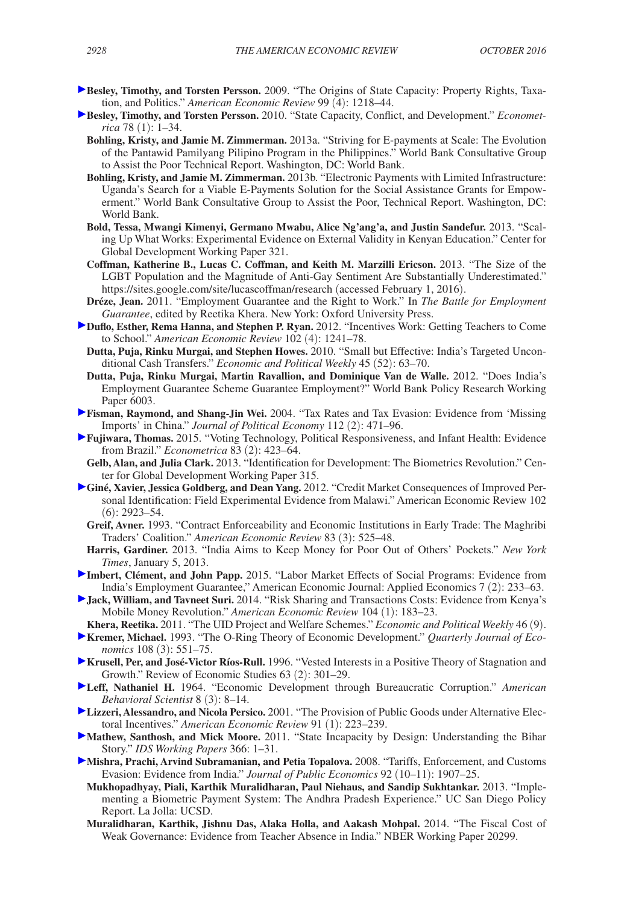**Besley, Timothy, and Torsten Persson.** 2009. "The Origins of State Capacity: Property Rights, Taxation, and Politics." *American Economic Review* 99 (4): 1218–44.

**Besley, Timothy, and Torsten Persson.** 2010. "State Capacity, Conflict, and Development." *Econometrica* 78 (1): 1–34.

**Bohling, Kristy, and Jamie M. Zimmerman.** 2013a. "Striving for E-payments at Scale: The Evolution of the Pantawid Pamilyang Pilipino Program in the Philippines." World Bank Consultative Group to Assist the Poor Technical Report. Washington, DC: World Bank.

**Bohling, Kristy, and Jamie M. Zimmerman.** 2013b. "Electronic Payments with Limited Infrastructure: Uganda's Search for a Viable E-Payments Solution for the Social Assistance Grants for Empowerment." World Bank Consultative Group to Assist the Poor, Technical Report. Washington, DC: World Bank.

**Bold, Tessa, Mwangi Kimenyi, Germano Mwabu, Alice Ng'ang'a, and Justin Sandefur.** 2013. "Scaling Up What Works: Experimental Evidence on External Validity in Kenyan Education." Center for Global Development Working Paper 321.

**Coffman, Katherine B., Lucas C. Coffman, and Keith M. Marzilli Ericson.** 2013. "The Size of the LGBT Population and the Magnitude of Anti-Gay Sentiment Are Substantially Underestimated." https://sites.google.com/site/lucascoffman/research (accessed February 1, 2016).

**Dréze, Jean.** 2011. "Employment Guarantee and the Right to Work." In *The Battle for Employment Guarantee*, edited by Reetika Khera. New York: Oxford University Press.

**Duflo, Esther, Rema Hanna, and Stephen P. Ryan.** 2012. "Incentives Work: Getting Teachers to Come to School." *American Economic Review* 102 (4): 1241–78.

**Dutta, Puja, Rinku Murgai, and Stephen Howes.** 2010. "Small but Effective: India's Targeted Unconditional Cash Transfers." *Economic and Political Weekly* 45 (52): 63–70.

**Dutta, Puja, Rinku Murgai, Martin Ravallion, and Dominique Van de Walle.** 2012. "Does India's Employment Guarantee Scheme Guarantee Employment?" World Bank Policy Research Working Paper 6003.

**Fisman, Raymond, and Shang-Jin Wei.** 2004. "Tax Rates and Tax Evasion: Evidence from 'Missing Imports' in China." *Journal of Political Economy* 112 (2): 471–96.

**Fujiwara, Thomas.** 2015. "Voting Technology, Political Responsiveness, and Infant Health: Evidence from Brazil." *Econometrica* 83 (2): 423–64.

**Gelb, Alan, and Julia Clark.** 2013. "Identification for Development: The Biometrics Revolution." Center for Global Development Working Paper 315.

**Giné, Xavier, Jessica Goldberg, and Dean Yang.** 2012. "Credit Market Consequences of Improved Personal Identification: Field Experimental Evidence from Malawi." American Economic Review 102 (6): 2923–54.

**Greif, Avner.** 1993. "Contract Enforceability and Economic Institutions in Early Trade: The Maghribi Traders' Coalition." *American Economic Review* 83 (3): 525–48.

**Harris, Gardiner.** 2013. "India Aims to Keep Money for Poor Out of Others' Pockets." *New York Times*, January 5, 2013.

**Imbert, Clément, and John Papp.** 2015. "Labor Market Effects of Social Programs: Evidence from India's Employment Guarantee," American Economic Journal: Applied Economics 7 (2): 233–63.

**Jack, William, and Tavneet Suri.** 2014. "Risk Sharing and Transactions Costs: Evidence from Kenya's Mobile Money Revolution." *American Economic Review* 104 (1): 183–23.

**Khera, Reetika.** 2011. "The UID Project and Welfare Schemes." *Economic and Political Weekly* 46 (9).

**Kremer, Michael.** 1993. "The O-Ring Theory of Economic Development." *Quarterly Journal of Economics* 108 (3): 551–75.

**Krusell, Per, and José-Victor Ríos-Rull.** 1996. "Vested Interests in a Positive Theory of Stagnation and Growth." Review of Economic Studies 63 (2): 301–29.

**Leff, Nathaniel H.** 1964. "Economic Development through Bureaucratic Corruption." *American Behavioral Scientist* 8 (3): 8–14.

**Lizzeri, Alessandro, and Nicola Persico.** 2001. "The Provision of Public Goods under Alternative Electoral Incentives." *American Economic Review* 91 (1): 223–239.

**Mathew, Santhosh, and Mick Moore.** 2011. "State Incapacity by Design: Understanding the Bihar Story." *IDS Working Papers* 366: 1–31.

**Mishra, Prachi, Arvind Subramanian, and Petia Topalova.** 2008. "Tariffs, Enforcement, and Customs Evasion: Evidence from India." *Journal of Public Economics* 92 (10–11): 1907–25.

**Mukhopadhyay, Piali, Karthik Muralidharan, Paul Niehaus, and Sandip Sukhtankar.** 2013. "Implementing a Biometric Payment System: The Andhra Pradesh Experience." UC San Diego Policy Report. La Jolla: UCSD.

**Muralidharan, Karthik, Jishnu Das, Alaka Holla, and Aakash Mohpal.** 2014. "The Fiscal Cost of Weak Governance: Evidence from Teacher Absence in India." NBER Working Paper 20299.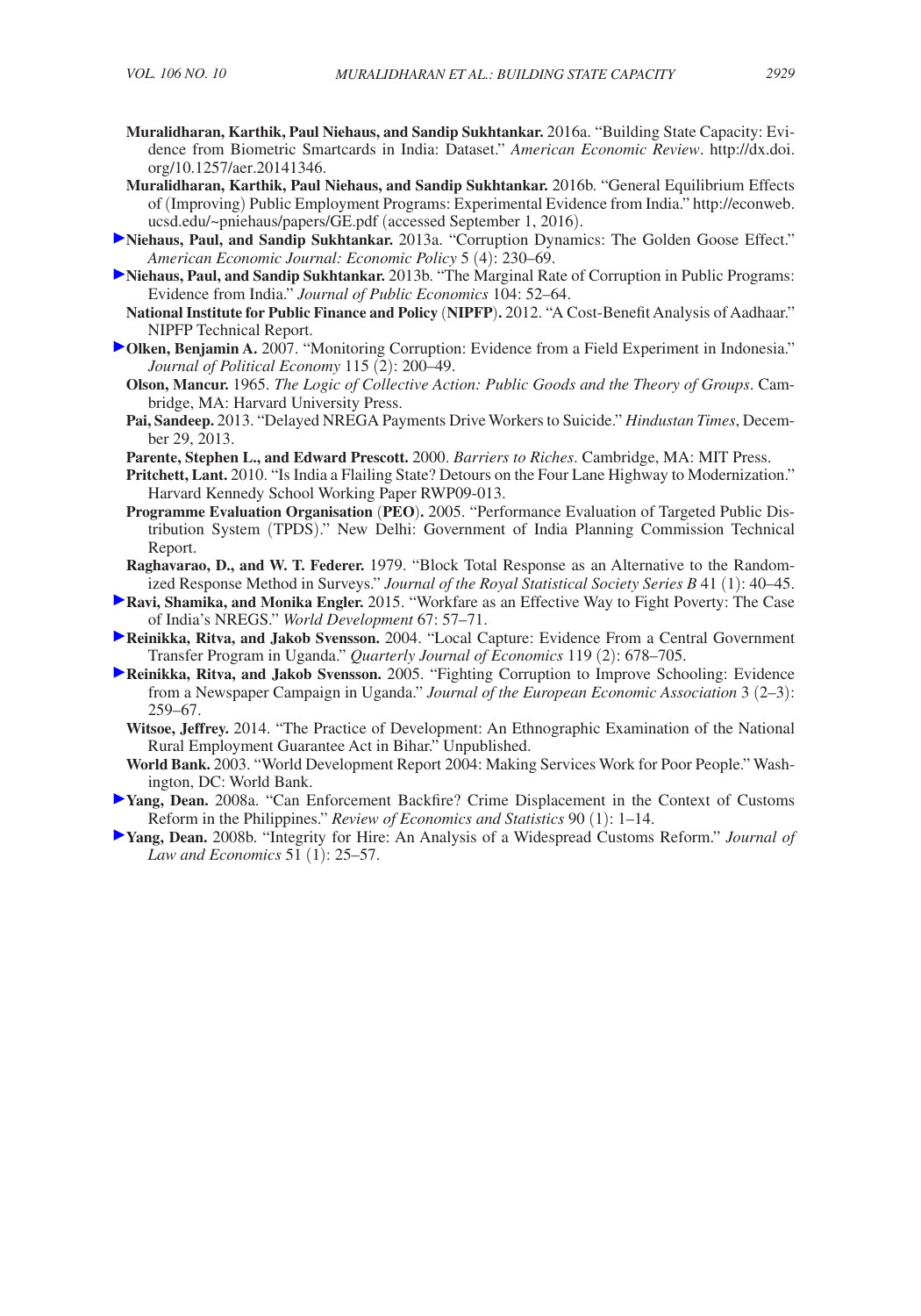**Muralidharan, Karthik, Paul Niehaus, and Sandip Sukhtankar.** 2016a. "Building State Capacity: Evidence from Biometric Smartcards in India: Dataset." *American Economic Review*. http://dx.doi.org/10.1257/aer.20141346.

**Muralidharan, Karthik, Paul Niehaus, and Sandip Sukhtankar.** 2016b. "General Equilibrium Effects of (Improving) Public Employment Programs: Experimental Evidence from India." http://econweb.ucsd.edu/~pniehaus/papers/GE.pdf (accessed September 1, 2016).

**Niehaus, Paul, and Sandip Sukhtankar.** 2013a. "Corruption Dynamics: The Golden Goose Effect." *American Economic Journal: Economic Policy* 5 (4): 230–69.

**Niehaus, Paul, and Sandip Sukhtankar.** 2013b. "The Marginal Rate of Corruption in Public Programs: Evidence from India." *Journal of Public Economics* 104: 52–64.

**National Institute for Public Finance and Policy (NIPFP).** 2012. "A Cost-Benefit Analysis of Aadhaar." NIPFP Technical Report.

**Olken, Benjamin A.** 2007. "Monitoring Corruption: Evidence from a Field Experiment in Indonesia." *Journal of Political Economy* 115 (2): 200–49.

**Olson, Mancur.** 1965. *The Logic of Collective Action: Public Goods and the Theory of Groups*. Cambridge, MA: Harvard University Press.

**Pai, Sandeep.** 2013. "Delayed NREGA Payments Drive Workers to Suicide." *Hindustan Times*, December 29, 2013.

**Parente, Stephen L., and Edward Prescott.** 2000. *Barriers to Riches*. Cambridge, MA: MIT Press.

**Pritchett, Lant.** 2010. "Is India a Flailing State? Detours on the Four Lane Highway to Modernization." Harvard Kennedy School Working Paper RWP09-013.

**Programme Evaluation Organisation (PEO).** 2005. "Performance Evaluation of Targeted Public Distribution System (TPDS)." New Delhi: Government of India Planning Commission Technical Report.

**Raghavarao, D., and W. T. Federer.** 1979. "Block Total Response as an Alternative to the Randomized Response Method in Surveys." *Journal of the Royal Statistical Society Series B* 41 (1): 40–45.

**Ravi, Shamika, and Monika Engler.** 2015. "Workfare as an Effective Way to Fight Poverty: The Case of India's NREGS." *World Development* 67: 57–71.

**Reinikka, Ritva, and Jakob Svensson.** 2004. "Local Capture: Evidence From a Central Government Transfer Program in Uganda." *Quarterly Journal of Economics* 119 (2): 678–705.

**Reinikka, Ritva, and Jakob Svensson.** 2005. "Fighting Corruption to Improve Schooling: Evidence from a Newspaper Campaign in Uganda." *Journal of the European Economic Association* 3 (2–3): 259–67.

**Witsoe, Jeffrey.** 2014. "The Practice of Development: An Ethnographic Examination of the National Rural Employment Guarantee Act in Bihar." Unpublished.

**World Bank.** 2003. "World Development Report 2004: Making Services Work for Poor People." Washington, DC: World Bank.

**Yang, Dean.** 2008a. "Can Enforcement Backfire? Crime Displacement in the Context of Customs Reform in the Philippines." *Review of Economics and Statistics* 90 (1): 1–14.

**Yang, Dean.** 2008b. "Integrity for Hire: An Analysis of a Widespread Customs Reform." *Journal of Law and Economics* 51 (1): 25–57.